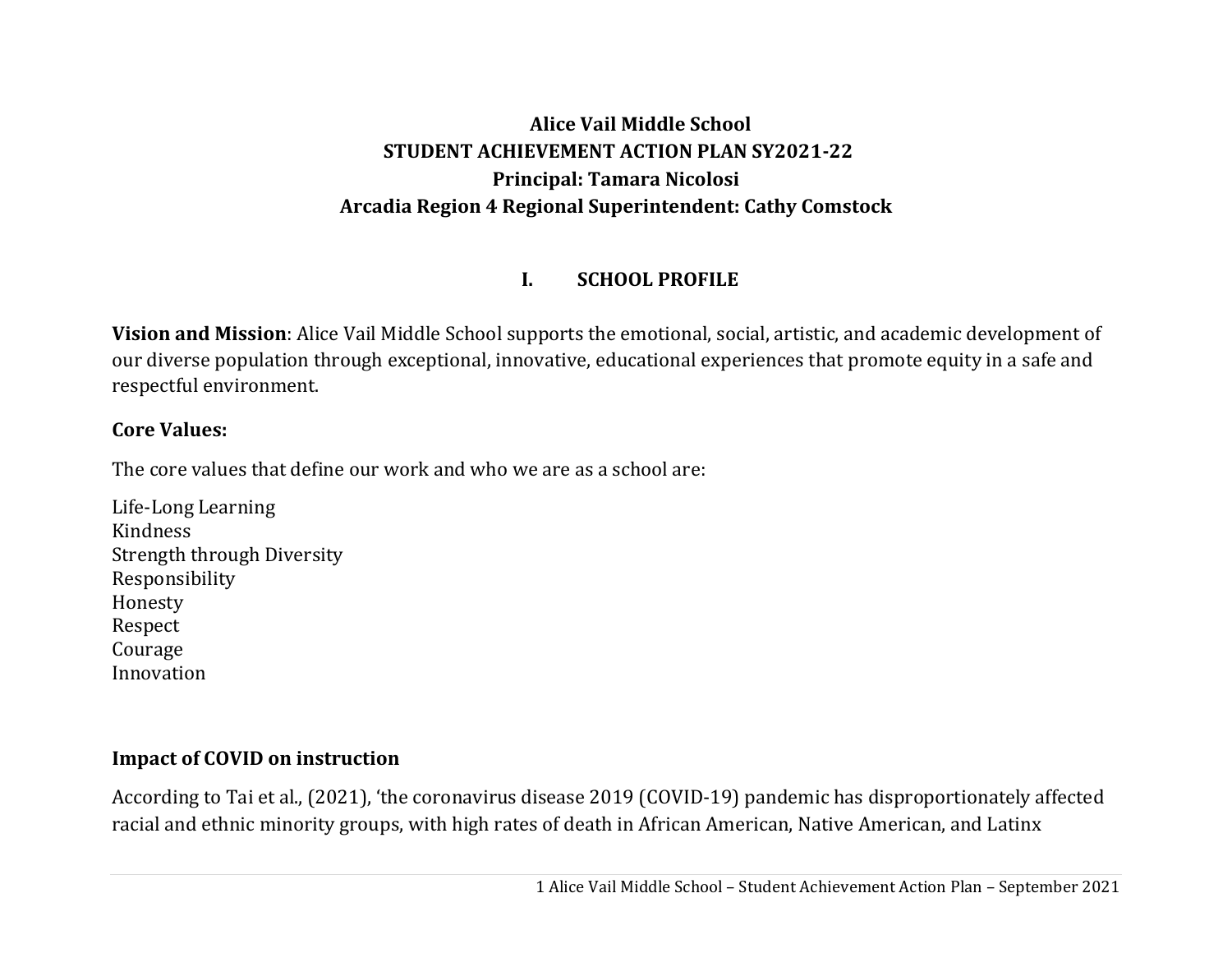# Alice Vail Middle School
# STUDENT ACHIEVEMENT ACTION PLAN SY2021-22
# Principal: Tamara Nicolosi
# Arcadia Region 4 Regional Superintendent: Cathy Comstock

## I. SCHOOL PROFILE

**Vision and Mission**: Alice Vail Middle School supports the emotional, social, artistic, and academic development of our diverse population through exceptional, innovative, educational experiences that promote equity in a safe and respectful environment.

**Core Values:**

The core values that define our work and who we are as a school are:

Life-Long Learning
Kindness
Strength through Diversity
Responsibility
Honesty
Respect
Courage
Innovation

**Impact of COVID on instruction**

According to Tai et al., (2021), 'the coronavirus disease 2019 (COVID-19) pandemic has disproportionately affected racial and ethnic minority groups, with high rates of death in African American, Native American, and Latinx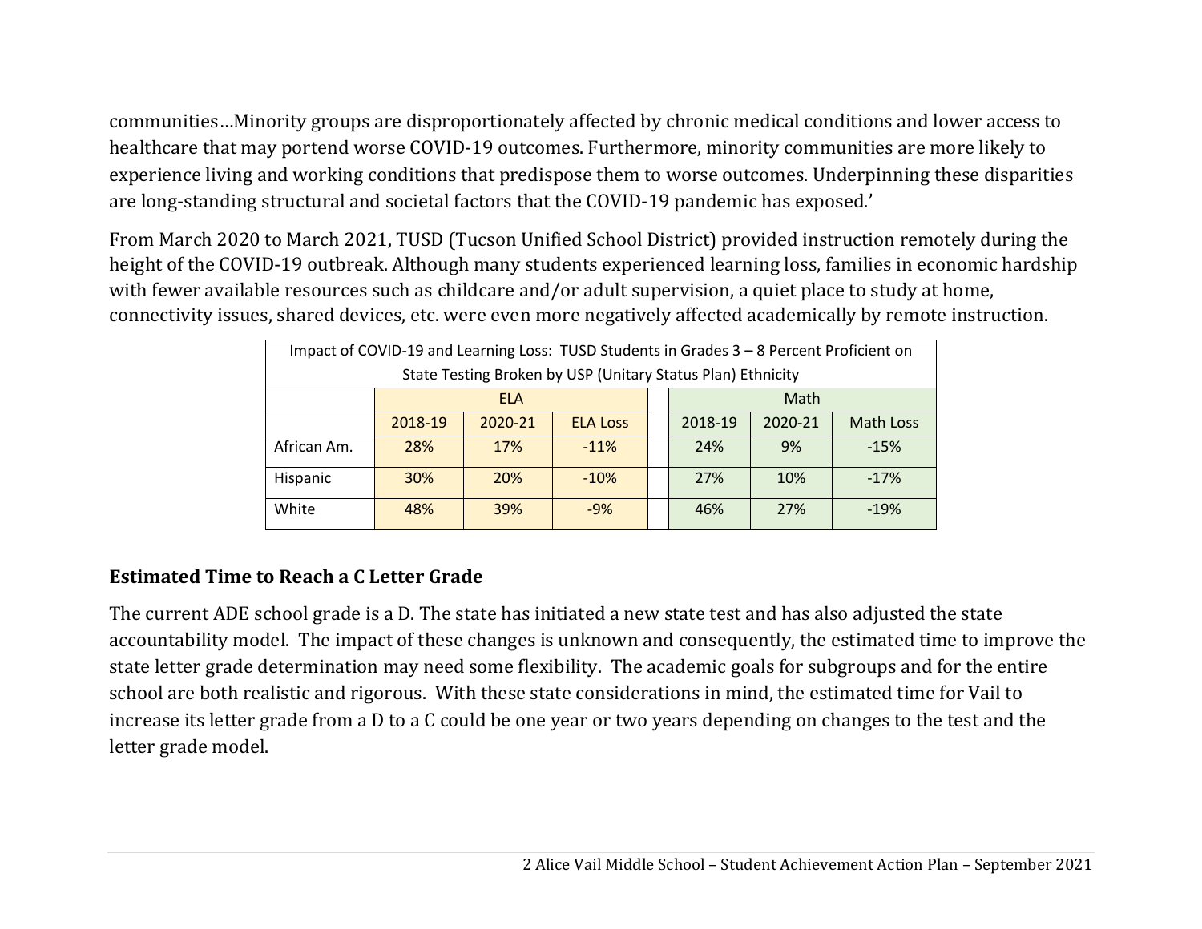communities…Minority groups are disproportionately affected by chronic medical conditions and lower access to healthcare that may portend worse COVID-19 outcomes. Furthermore, minority communities are more likely to experience living and working conditions that predispose them to worse outcomes. Underpinning these disparities are long-standing structural and societal factors that the COVID-19 pandemic has exposed.'

From March 2020 to March 2021, TUSD (Tucson Unified School District) provided instruction remotely during the height of the COVID-19 outbreak. Although many students experienced learning loss, families in economic hardship with fewer available resources such as childcare and/or adult supervision, a quiet place to study at home, connectivity issues, shared devices, etc. were even more negatively affected academically by remote instruction.

| Impact of COVID-19 and Learning Loss: TUSD Students in Grades 3 – 8 Percent Proficient on State Testing Broken by USP (Unitary Status Plan) Ethnicity | | | | | | | |
|---|---|---|---|---|---|---|---|
| | ELA | | | | Math | | |
| | 2018-19 | 2020-21 | ELA Loss | | 2018-19 | 2020-21 | Math Loss |
| African Am. | 28% | 17% | -11% | | 24% | 9% | -15% |
| Hispanic | 30% | 20% | -10% | | 27% | 10% | -17% |
| White | 48% | 39% | -9% | | 46% | 27% | -19% |

### Estimated Time to Reach a C Letter Grade

The current ADE school grade is a D. The state has initiated a new state test and has also adjusted the state accountability model. The impact of these changes is unknown and consequently, the estimated time to improve the state letter grade determination may need some flexibility. The academic goals for subgroups and for the entire school are both realistic and rigorous. With these state considerations in mind, the estimated time for Vail to increase its letter grade from a D to a C could be one year or two years depending on changes to the test and the letter grade model.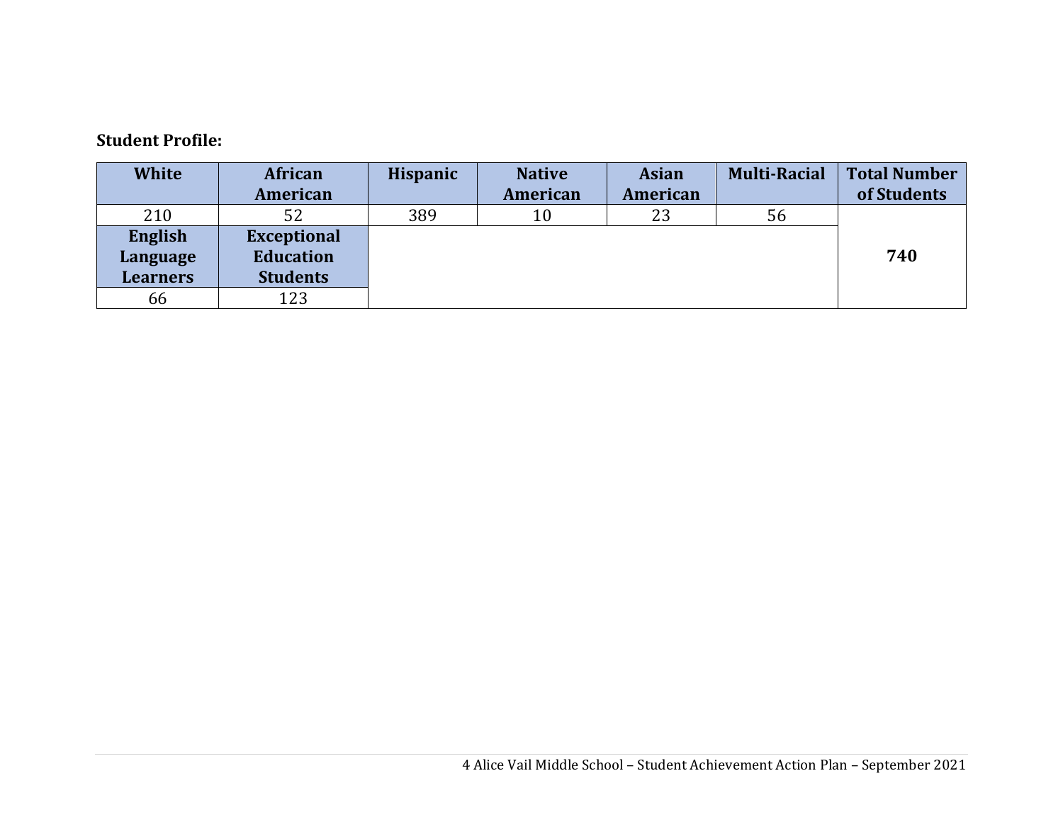**Student Profile:**

| White | African American | Hispanic | Native American | Asian American | Multi-Racial | Total Number of Students |
|---|---|---|---|---|---|---|
| 210 | 52 | 389 | 10 | 23 | 56 | **740** |
| **English Language Learners** | **Exceptional Education Students** | | | | | |
| 66 | 123 | | | | | |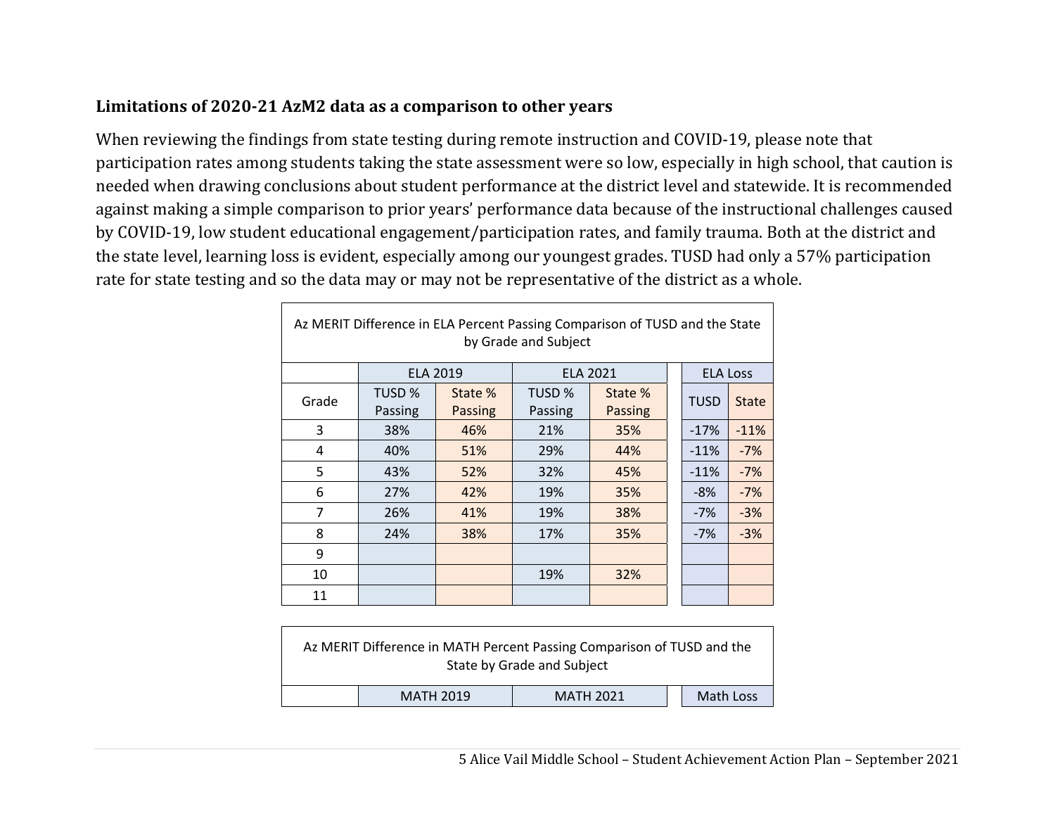### Limitations of 2020-21 AzM2 data as a comparison to other years

When reviewing the findings from state testing during remote instruction and COVID-19, please note that participation rates among students taking the state assessment were so low, especially in high school, that caution is needed when drawing conclusions about student performance at the district level and statewide. It is recommended against making a simple comparison to prior years' performance data because of the instructional challenges caused by COVID-19, low student educational engagement/participation rates, and family trauma. Both at the district and the state level, learning loss is evident, especially among our youngest grades. TUSD had only a 57% participation rate for state testing and so the data may or may not be representative of the district as a whole.

Az MERIT Difference in ELA Percent Passing Comparison of TUSD and the State by Grade and Subject

| | ELA 2019 | | ELA 2021 | | ELA Loss | |
|---|---|---|---|---|---|---|
| Grade | TUSD % Passing | State % Passing | TUSD % Passing | State % Passing | TUSD | State |
| 3 | 38% | 46% | 21% | 35% | -17% | -11% |
| 4 | 40% | 51% | 29% | 44% | -11% | -7% |
| 5 | 43% | 52% | 32% | 45% | -11% | -7% |
| 6 | 27% | 42% | 19% | 35% | -8% | -7% |
| 7 | 26% | 41% | 19% | 38% | -7% | -3% |
| 8 | 24% | 38% | 17% | 35% | -7% | -3% |
| 9 | | | | | | |
| 10 | | | 19% | 32% | | |
| 11 | | | | | | |

Az MERIT Difference in MATH Percent Passing Comparison of TUSD and the State by Grade and Subject

| | MATH 2019 | | MATH 2021 | | Math Loss | |
|---|---|---|---|---|---|---|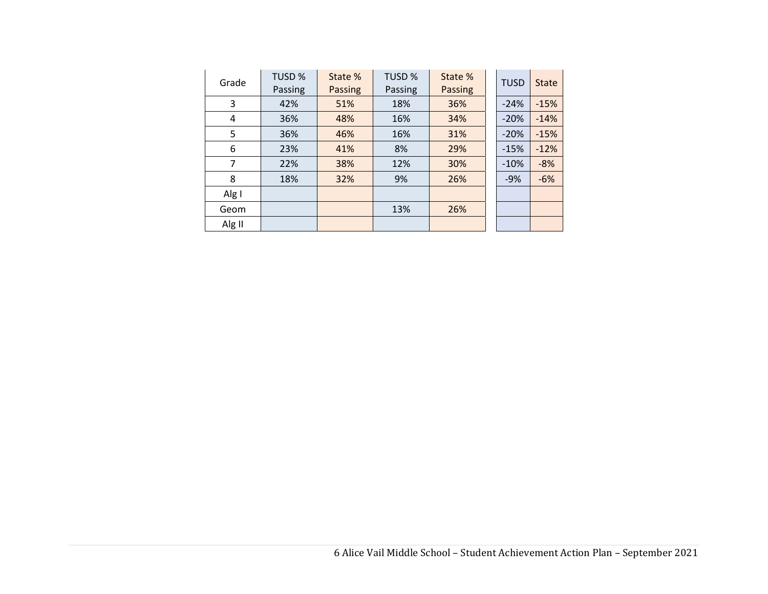| Grade | TUSD % Passing | State % Passing | TUSD % Passing | State % Passing | TUSD | State |
|---|---|---|---|---|---|---|
| 3 | 42% | 51% | 18% | 36% | -24% | -15% |
| 4 | 36% | 48% | 16% | 34% | -20% | -14% |
| 5 | 36% | 46% | 16% | 31% | -20% | -15% |
| 6 | 23% | 41% | 8% | 29% | -15% | -12% |
| 7 | 22% | 38% | 12% | 30% | -10% | -8% |
| 8 | 18% | 32% | 9% | 26% | -9% | -6% |
| Alg I | | | | | | |
| Geom | | | 13% | 26% | | |
| Alg II | | | | | | |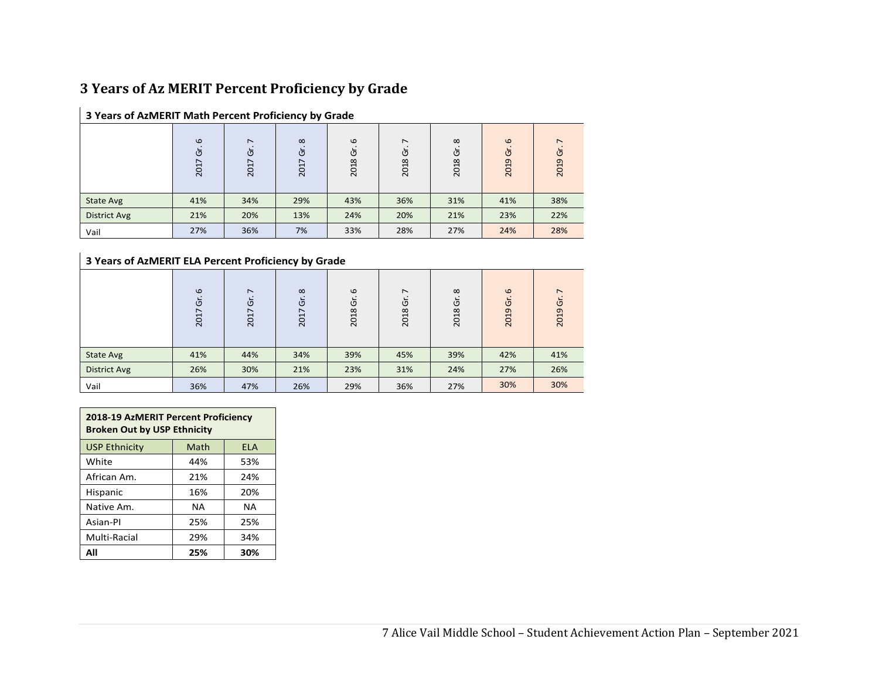## 3 Years of Az MERIT Percent Proficiency by Grade

**3 Years of AzMERIT Math Percent Proficiency by Grade**

| | 2017 Gr. 6 | 2017 Gr. 7 | 2017 Gr. 8 | 2018 Gr. 6 | 2018 Gr. 7 | 2018 Gr. 8 | 2019 Gr. 6 | 2019 Gr. 7 |
|---|---|---|---|---|---|---|---|---|
| State Avg | 41% | 34% | 29% | 43% | 36% | 31% | 41% | 38% |
| District Avg | 21% | 20% | 13% | 24% | 20% | 21% | 23% | 22% |
| Vail | 27% | 36% | 7% | 33% | 28% | 27% | 24% | 28% |

**3 Years of AzMERIT ELA Percent Proficiency by Grade**

| | 2017 Gr. 6 | 2017 Gr. 7 | 2017 Gr. 8 | 2018 Gr. 6 | 2018 Gr. 7 | 2018 Gr. 8 | 2019 Gr. 6 | 2019 Gr. 7 |
|---|---|---|---|---|---|---|---|---|
| State Avg | 41% | 44% | 34% | 39% | 45% | 39% | 42% | 41% |
| District Avg | 26% | 30% | 21% | 23% | 31% | 24% | 27% | 26% |
| Vail | 36% | 47% | 26% | 29% | 36% | 27% | 30% | 30% |

| **2018-19 AzMERIT Percent Proficiency Broken Out by USP Ethnicity** | | |
|---|---|---|
| USP Ethnicity | Math | ELA |
| White | 44% | 53% |
| African Am. | 21% | 24% |
| Hispanic | 16% | 20% |
| Native Am. | NA | NA |
| Asian-PI | 25% | 25% |
| Multi-Racial | 29% | 34% |
| **All** | **25%** | **30%** |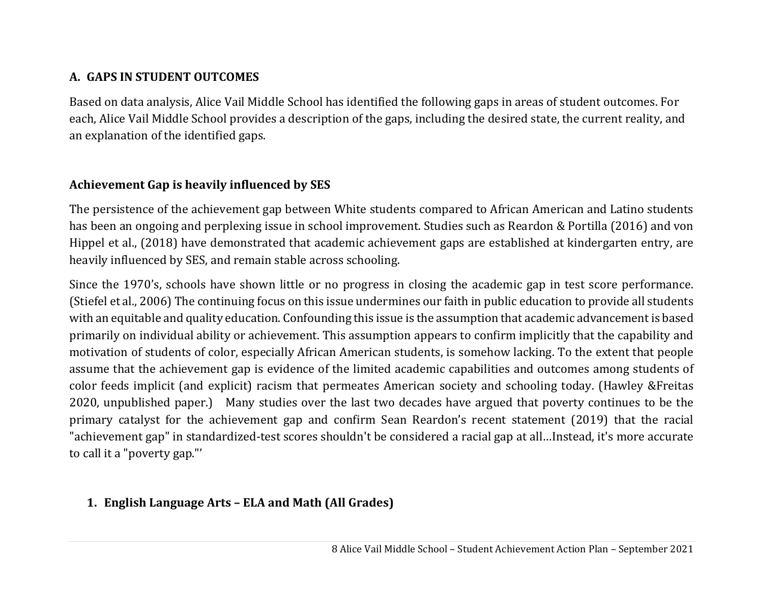## A. GAPS IN STUDENT OUTCOMES

Based on data analysis, Alice Vail Middle School has identified the following gaps in areas of student outcomes. For each, Alice Vail Middle School provides a description of the gaps, including the desired state, the current reality, and an explanation of the identified gaps.

### Achievement Gap is heavily influenced by SES

The persistence of the achievement gap between White students compared to African American and Latino students has been an ongoing and perplexing issue in school improvement. Studies such as Reardon & Portilla (2016) and von Hippel et al., (2018) have demonstrated that academic achievement gaps are established at kindergarten entry, are heavily influenced by SES, and remain stable across schooling.

Since the 1970's, schools have shown little or no progress in closing the academic gap in test score performance. (Stiefel et al., 2006) The continuing focus on this issue undermines our faith in public education to provide all students with an equitable and quality education. Confounding this issue is the assumption that academic advancement is based primarily on individual ability or achievement. This assumption appears to confirm implicitly that the capability and motivation of students of color, especially African American students, is somehow lacking. To the extent that people assume that the achievement gap is evidence of the limited academic capabilities and outcomes among students of color feeds implicit (and explicit) racism that permeates American society and schooling today. (Hawley &Freitas 2020, unpublished paper.) Many studies over the last two decades have argued that poverty continues to be the primary catalyst for the achievement gap and confirm Sean Reardon's recent statement (2019) that the racial "achievement gap" in standardized-test scores shouldn't be considered a racial gap at all…Instead, it's more accurate to call it a "poverty gap."'

1. **English Language Arts – ELA and Math (All Grades)**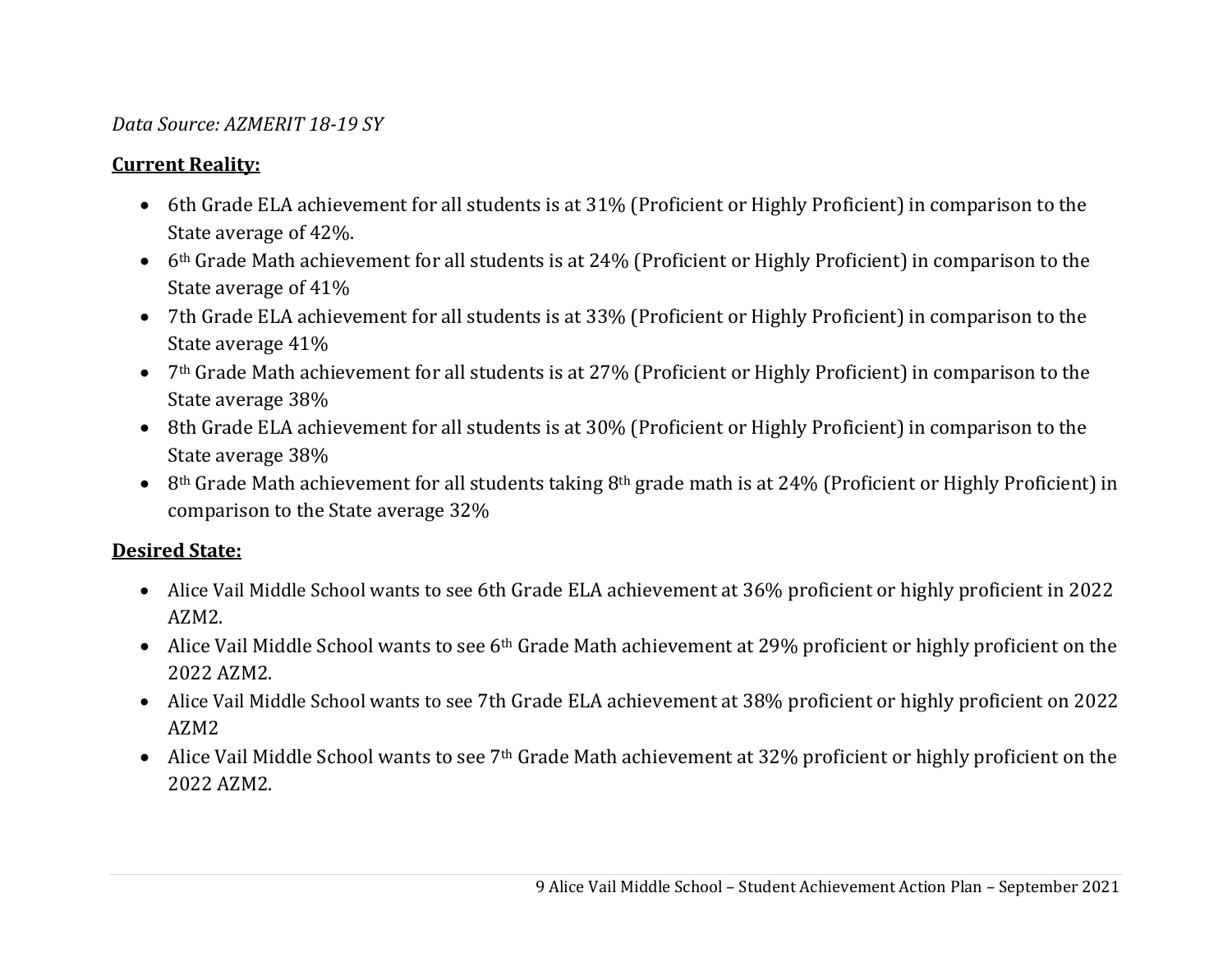*Data Source: AZMERIT 18-19 SY*

**Current Reality:**

- 6th Grade ELA achievement for all students is at 31% (Proficient or Highly Proficient) in comparison to the State average of 42%.
- 6th Grade Math achievement for all students is at 24% (Proficient or Highly Proficient) in comparison to the State average of 41%
- 7th Grade ELA achievement for all students is at 33% (Proficient or Highly Proficient) in comparison to the State average 41%
- 7th Grade Math achievement for all students is at 27% (Proficient or Highly Proficient) in comparison to the State average 38%
- 8th Grade ELA achievement for all students is at 30% (Proficient or Highly Proficient) in comparison to the State average 38%
- 8th Grade Math achievement for all students taking 8th grade math is at 24% (Proficient or Highly Proficient) in comparison to the State average 32%

**Desired State:**

- Alice Vail Middle School wants to see 6th Grade ELA achievement at 36% proficient or highly proficient in 2022 AZM2.
- Alice Vail Middle School wants to see 6th Grade Math achievement at 29% proficient or highly proficient on the 2022 AZM2.
- Alice Vail Middle School wants to see 7th Grade ELA achievement at 38% proficient or highly proficient on 2022 AZM2
- Alice Vail Middle School wants to see 7th Grade Math achievement at 32% proficient or highly proficient on the 2022 AZM2.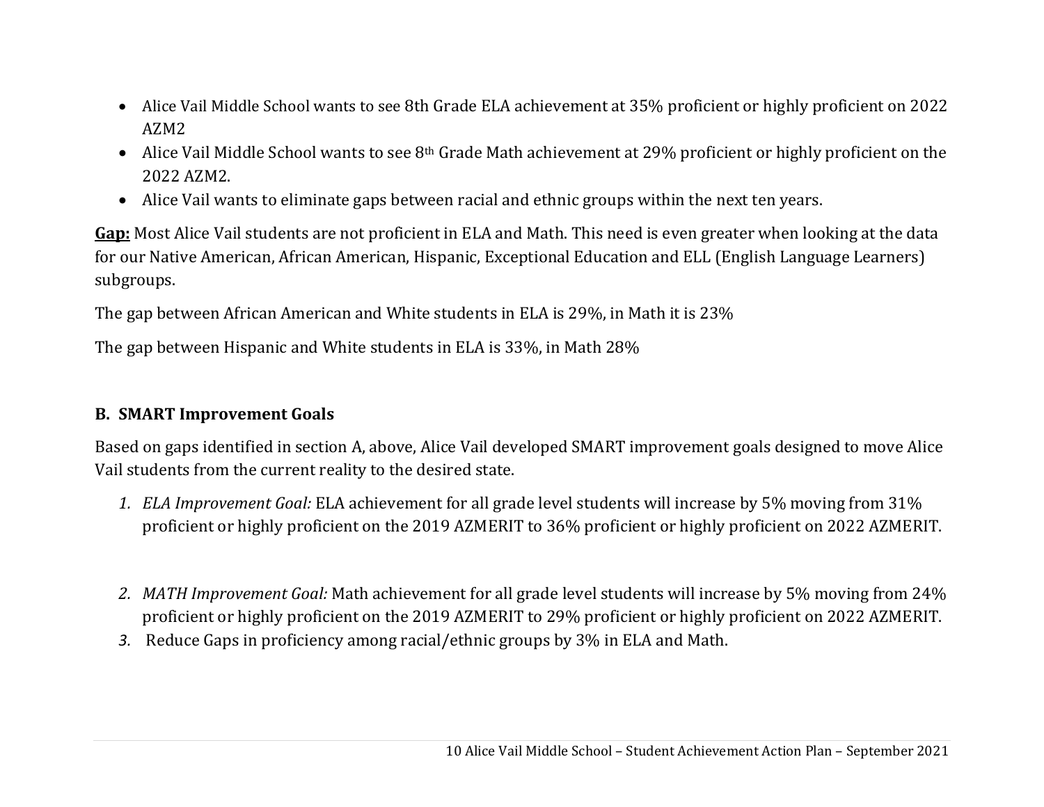- Alice Vail Middle School wants to see 8th Grade ELA achievement at 35% proficient or highly proficient on 2022 AZM2
- Alice Vail Middle School wants to see 8th Grade Math achievement at 29% proficient or highly proficient on the 2022 AZM2.
- Alice Vail wants to eliminate gaps between racial and ethnic groups within the next ten years.

**Gap:** Most Alice Vail students are not proficient in ELA and Math. This need is even greater when looking at the data for our Native American, African American, Hispanic, Exceptional Education and ELL (English Language Learners) subgroups.

The gap between African American and White students in ELA is 29%, in Math it is 23%

The gap between Hispanic and White students in ELA is 33%, in Math 28%

### B. SMART Improvement Goals

Based on gaps identified in section A, above, Alice Vail developed SMART improvement goals designed to move Alice Vail students from the current reality to the desired state.

1. *ELA Improvement Goal:* ELA achievement for all grade level students will increase by 5% moving from 31% proficient or highly proficient on the 2019 AZMERIT to 36% proficient or highly proficient on 2022 AZMERIT.

2. *MATH Improvement Goal:* Math achievement for all grade level students will increase by 5% moving from 24% proficient or highly proficient on the 2019 AZMERIT to 29% proficient or highly proficient on 2022 AZMERIT.
3. Reduce Gaps in proficiency among racial/ethnic groups by 3% in ELA and Math.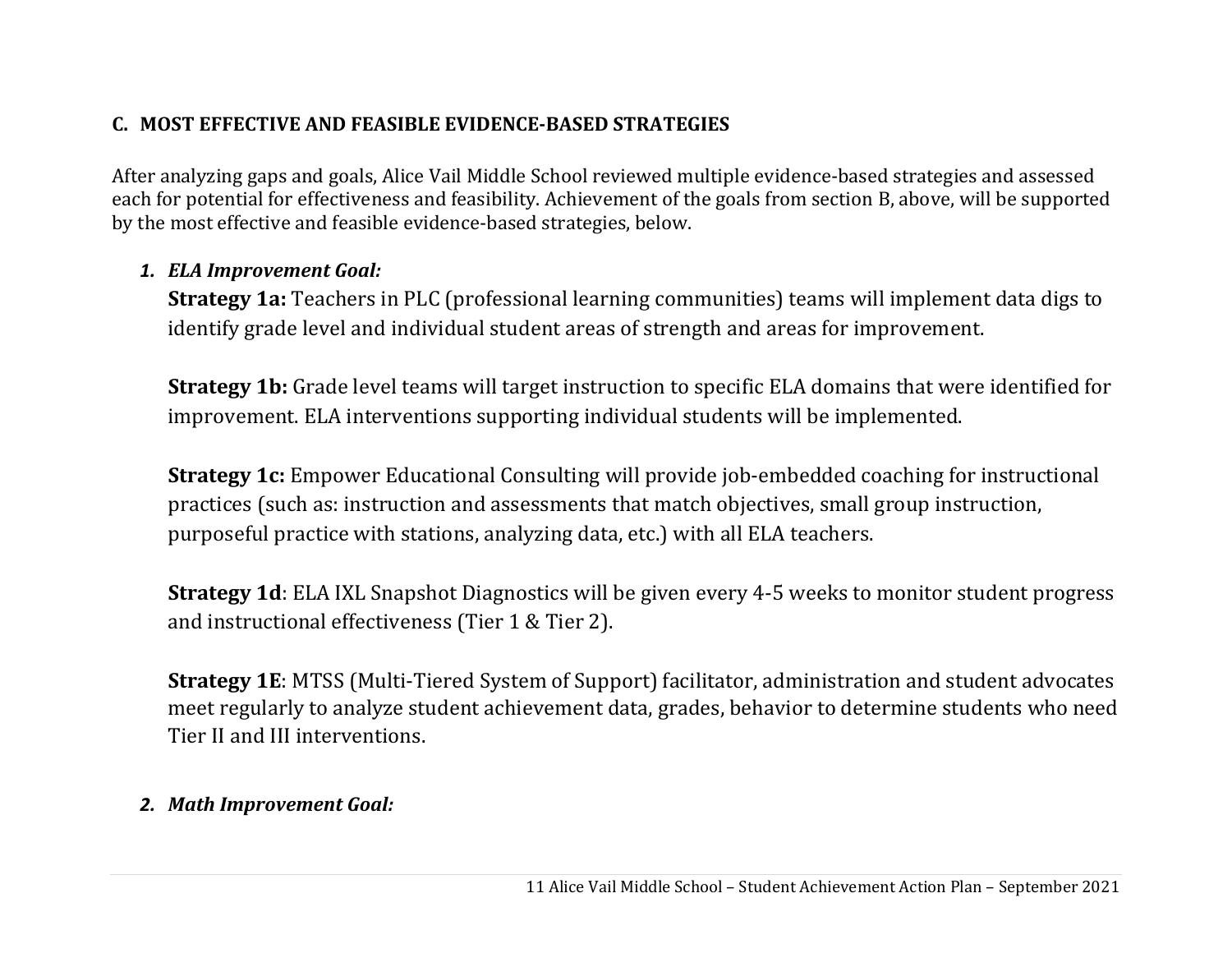## C. MOST EFFECTIVE AND FEASIBLE EVIDENCE-BASED STRATEGIES

After analyzing gaps and goals, Alice Vail Middle School reviewed multiple evidence-based strategies and assessed each for potential for effectiveness and feasibility. Achievement of the goals from section B, above, will be supported by the most effective and feasible evidence-based strategies, below.

1. ***ELA Improvement Goal:***

   **Strategy 1a:** Teachers in PLC (professional learning communities) teams will implement data digs to identify grade level and individual student areas of strength and areas for improvement.

   **Strategy 1b:** Grade level teams will target instruction to specific ELA domains that were identified for improvement. ELA interventions supporting individual students will be implemented.

   **Strategy 1c:** Empower Educational Consulting will provide job-embedded coaching for instructional practices (such as: instruction and assessments that match objectives, small group instruction, purposeful practice with stations, analyzing data, etc.) with all ELA teachers.

   **Strategy 1d**: ELA IXL Snapshot Diagnostics will be given every 4-5 weeks to monitor student progress and instructional effectiveness (Tier 1 & Tier 2).

   **Strategy 1E**: MTSS (Multi-Tiered System of Support) facilitator, administration and student advocates meet regularly to analyze student achievement data, grades, behavior to determine students who need Tier II and III interventions.

2. ***Math Improvement Goal:***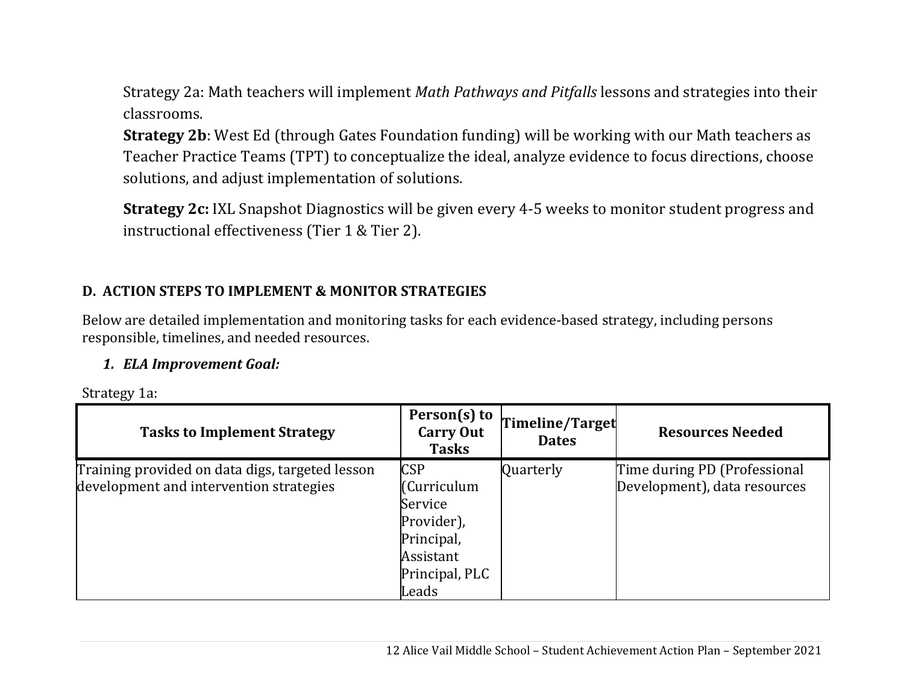Strategy 2a: Math teachers will implement *Math Pathways and Pitfalls* lessons and strategies into their classrooms.

**Strategy 2b**: West Ed (through Gates Foundation funding) will be working with our Math teachers as Teacher Practice Teams (TPT) to conceptualize the ideal, analyze evidence to focus directions, choose solutions, and adjust implementation of solutions.

**Strategy 2c:** IXL Snapshot Diagnostics will be given every 4-5 weeks to monitor student progress and instructional effectiveness (Tier 1 & Tier 2).

## D. ACTION STEPS TO IMPLEMENT & MONITOR STRATEGIES

Below are detailed implementation and monitoring tasks for each evidence-based strategy, including persons responsible, timelines, and needed resources.

### *1. ELA Improvement Goal:*

Strategy 1a:

| Tasks to Implement Strategy | Person(s) to Carry Out Tasks | Timeline/Target Dates | Resources Needed |
|---|---|---|---|
| Training provided on data digs, targeted lesson development and intervention strategies | CSP (Curriculum Service Provider), Principal, Assistant Principal, PLC Leads | Quarterly | Time during PD (Professional Development), data resources |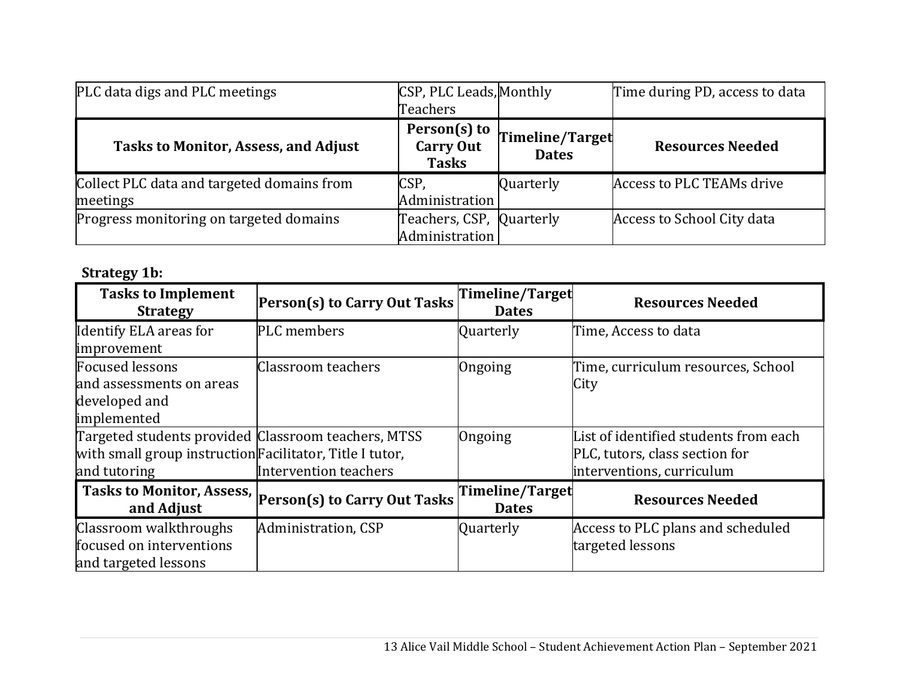| PLC data digs and PLC meetings | CSP, PLC Leads, Teachers | Monthly | Time during PD, access to data |
|---|---|---|---|
| **Tasks to Monitor, Assess, and Adjust** | **Person(s) to Carry Out Tasks** | **Timeline/Target Dates** | **Resources Needed** |
| Collect PLC data and targeted domains from meetings | CSP, Administration | Quarterly | Access to PLC TEAMs drive |
| Progress monitoring on targeted domains | Teachers, CSP, Administration | Quarterly | Access to School City data |

**Strategy 1b:**

| Tasks to Implement Strategy | Person(s) to Carry Out Tasks | Timeline/Target Dates | Resources Needed |
|---|---|---|---|
| Identify ELA areas for improvement | PLC members | Quarterly | Time, Access to data |
| Focused lessons and assessments on areas developed and implemented | Classroom teachers | Ongoing | Time, curriculum resources, School City |
| Targeted students provided with small group instruction and tutoring | Classroom teachers, MTSS Facilitator, Title I tutor, Intervention teachers | Ongoing | List of identified students from each PLC, tutors, class section for interventions, curriculum |
| **Tasks to Monitor, Assess, and Adjust** | **Person(s) to Carry Out Tasks** | **Timeline/Target Dates** | **Resources Needed** |
| Classroom walkthroughs focused on interventions and targeted lessons | Administration, CSP | Quarterly | Access to PLC plans and scheduled targeted lessons |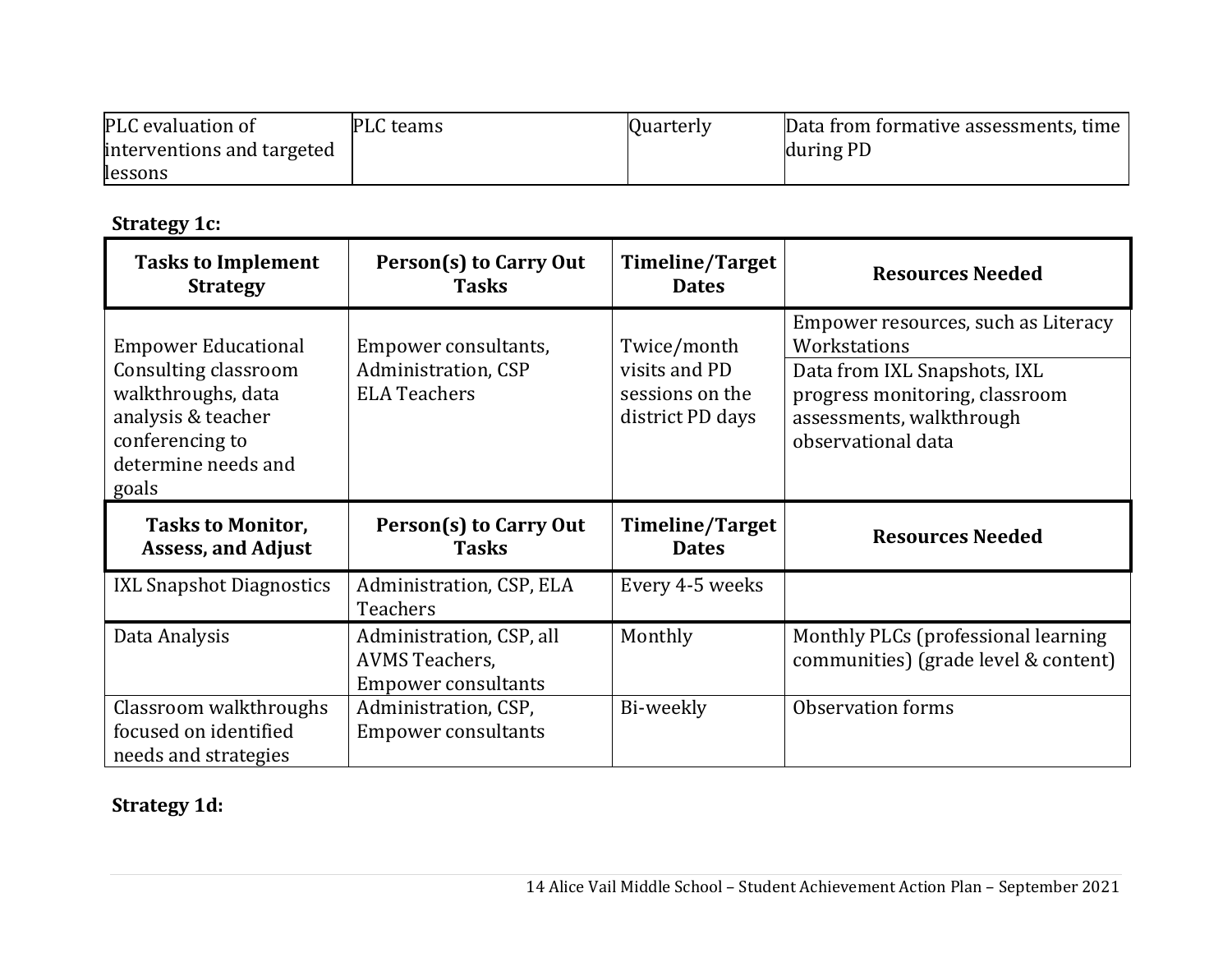| | | | |
|---|---|---|---|
| PLC evaluation of interventions and targeted lessons | PLC teams | Quarterly | Data from formative assessments, time during PD |

**Strategy 1c:**

| Tasks to Implement Strategy | Person(s) to Carry Out Tasks | Timeline/Target Dates | Resources Needed |
|---|---|---|---|
| Empower Educational Consulting classroom walkthroughs, data analysis & teacher conferencing to determine needs and goals | Empower consultants, Administration, CSP ELA Teachers | Twice/month visits and PD sessions on the district PD days | Empower resources, such as Literacy Workstations<br>Data from IXL Snapshots, IXL progress monitoring, classroom assessments, walkthrough observational data |
| **Tasks to Monitor, Assess, and Adjust** | **Person(s) to Carry Out Tasks** | **Timeline/Target Dates** | **Resources Needed** |
| IXL Snapshot Diagnostics | Administration, CSP, ELA Teachers | Every 4-5 weeks | |
| Data Analysis | Administration, CSP, all AVMS Teachers, Empower consultants | Monthly | Monthly PLCs (professional learning communities) (grade level & content) |
| Classroom walkthroughs focused on identified needs and strategies | Administration, CSP, Empower consultants | Bi-weekly | Observation forms |

**Strategy 1d:**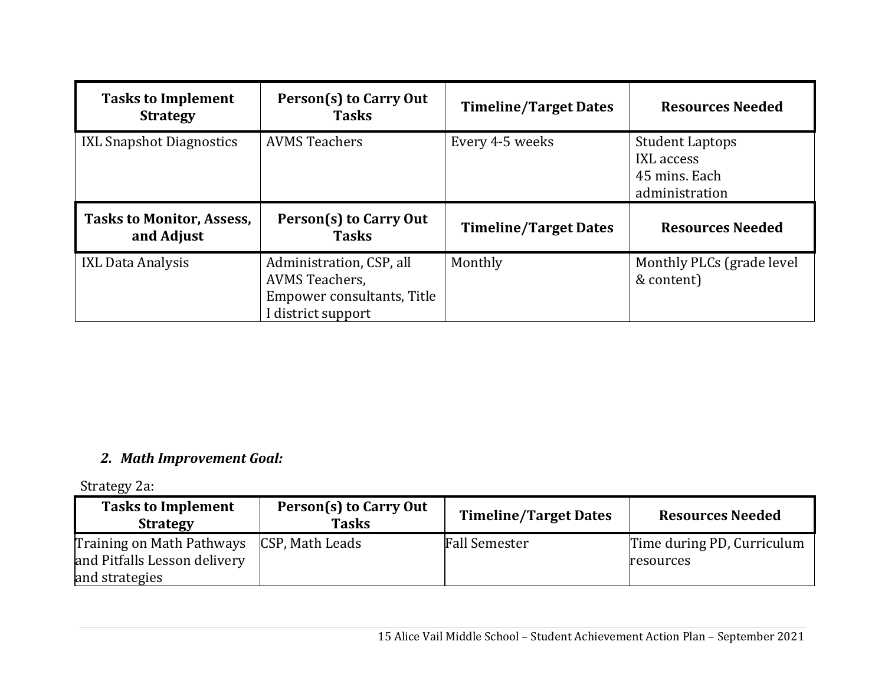| Tasks to Implement Strategy | Person(s) to Carry Out Tasks | Timeline/Target Dates | Resources Needed |
|---|---|---|---|
| IXL Snapshot Diagnostics | AVMS Teachers | Every 4-5 weeks | Student Laptops<br>IXL access<br>45 mins. Each administration |
| **Tasks to Monitor, Assess, and Adjust** | **Person(s) to Carry Out Tasks** | **Timeline/Target Dates** | **Resources Needed** |
| IXL Data Analysis | Administration, CSP, all AVMS Teachers, Empower consultants, Title I district support | Monthly | Monthly PLCs (grade level & content) |

### *2. Math Improvement Goal:*

Strategy 2a:

| Tasks to Implement Strategy | Person(s) to Carry Out Tasks | Timeline/Target Dates | Resources Needed |
|---|---|---|---|
| Training on Math Pathways and Pitfalls Lesson delivery and strategies | CSP, Math Leads | Fall Semester | Time during PD, Curriculum resources |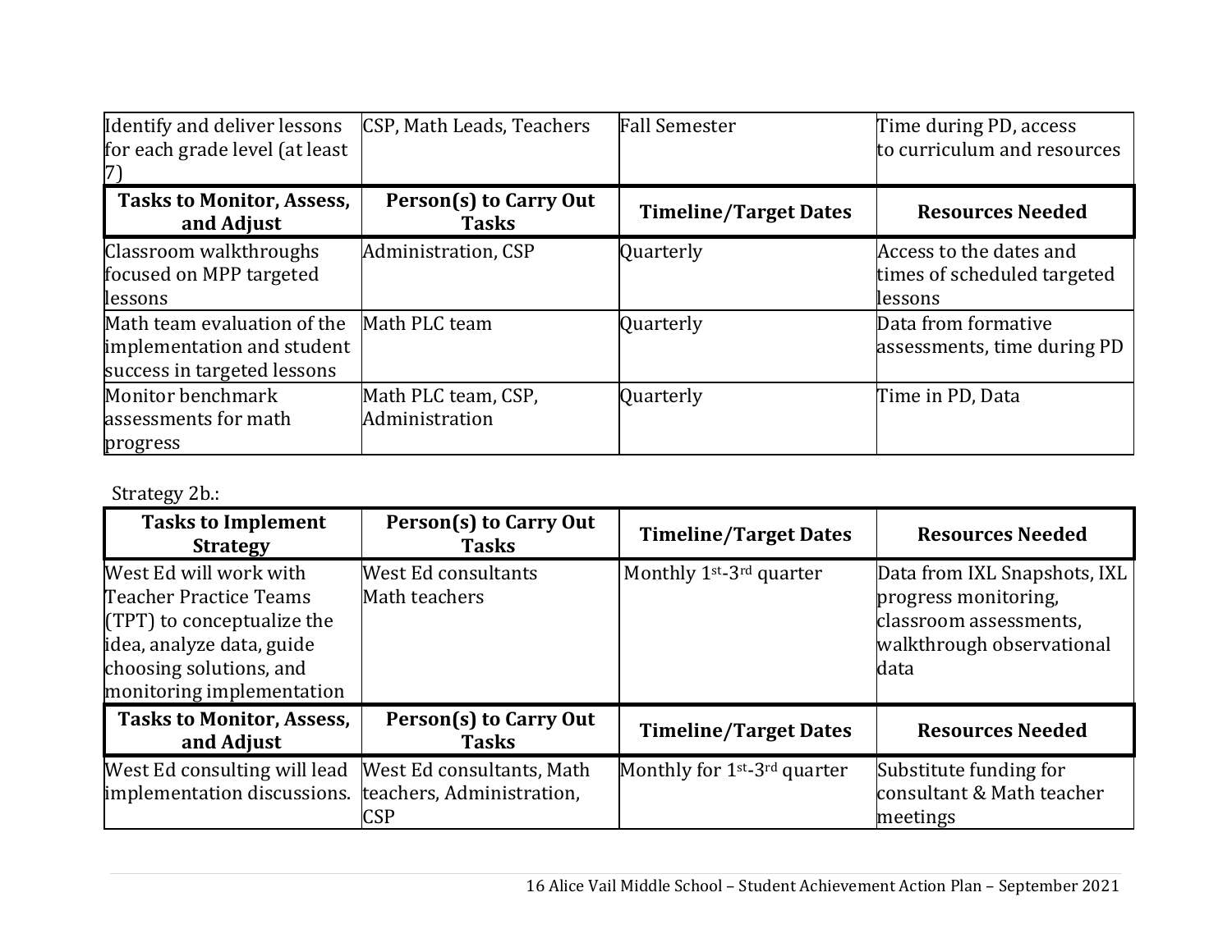| Identify and deliver lessons for each grade level (at least 7) | CSP, Math Leads, Teachers | Fall Semester | Time during PD, access to curriculum and resources |
|---|---|---|---|
| **Tasks to Monitor, Assess, and Adjust** | **Person(s) to Carry Out Tasks** | **Timeline/Target Dates** | **Resources Needed** |
| Classroom walkthroughs focused on MPP targeted lessons | Administration, CSP | Quarterly | Access to the dates and times of scheduled targeted lessons |
| Math team evaluation of the implementation and student success in targeted lessons | Math PLC team | Quarterly | Data from formative assessments, time during PD |
| Monitor benchmark assessments for math progress | Math PLC team, CSP, Administration | Quarterly | Time in PD, Data |

Strategy 2b.:

| Tasks to Implement Strategy | Person(s) to Carry Out Tasks | Timeline/Target Dates | Resources Needed |
|---|---|---|---|
| West Ed will work with Teacher Practice Teams (TPT) to conceptualize the idea, analyze data, guide choosing solutions, and monitoring implementation | West Ed consultants<br>Math teachers | Monthly 1st-3rd quarter | Data from IXL Snapshots, IXL progress monitoring, classroom assessments, walkthrough observational data |
| **Tasks to Monitor, Assess, and Adjust** | **Person(s) to Carry Out Tasks** | **Timeline/Target Dates** | **Resources Needed** |
| West Ed consulting will lead implementation discussions. | West Ed consultants, Math teachers, Administration, CSP | Monthly for 1st-3rd quarter | Substitute funding for consultant & Math teacher meetings |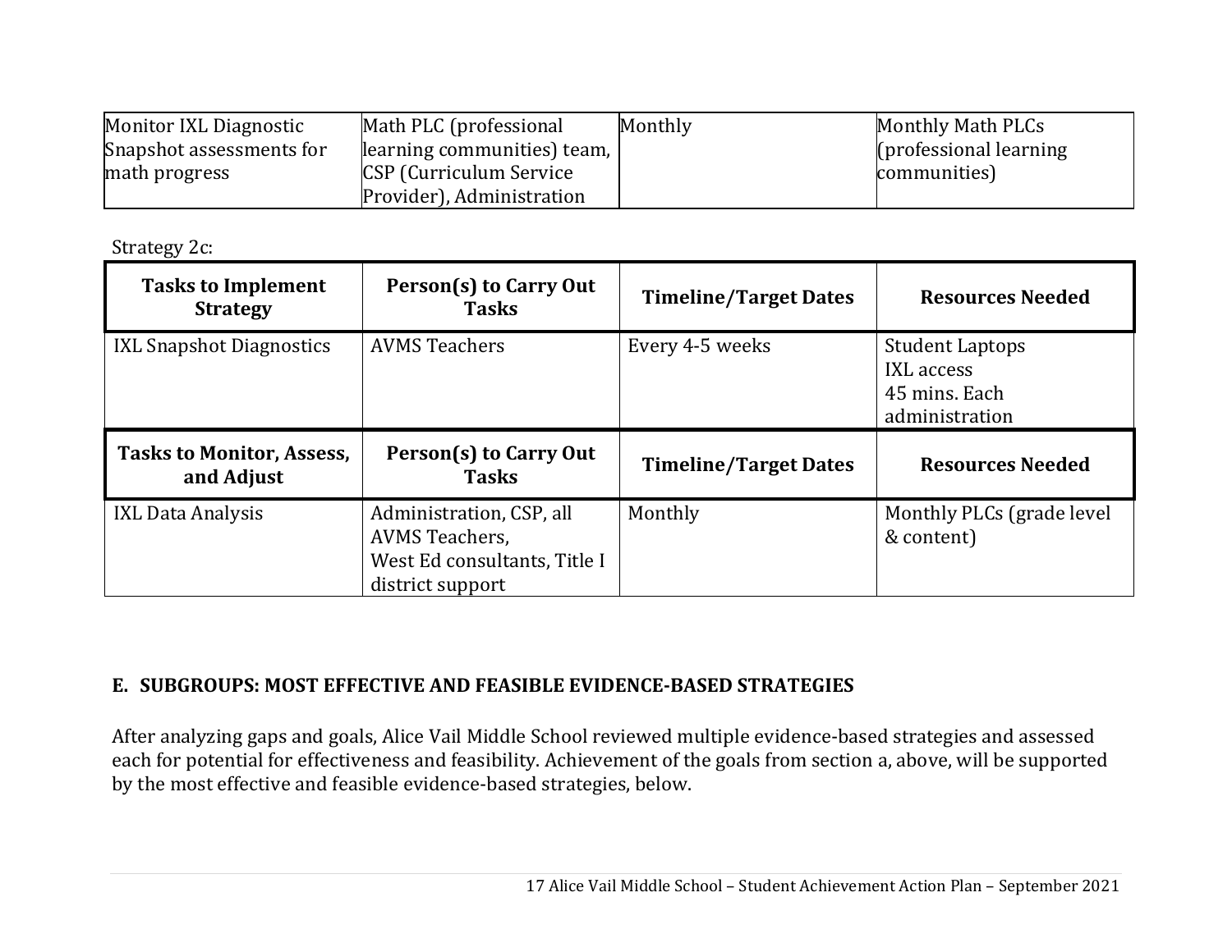| Monitor IXL Diagnostic Snapshot assessments for math progress | Math PLC (professional learning communities) team, CSP (Curriculum Service Provider), Administration | Monthly | Monthly Math PLCs (professional learning communities) |
|---|---|---|---|

Strategy 2c:

| Tasks to Implement Strategy | Person(s) to Carry Out Tasks | Timeline/Target Dates | Resources Needed |
|---|---|---|---|
| IXL Snapshot Diagnostics | AVMS Teachers | Every 4-5 weeks | Student Laptops<br>IXL access<br>45 mins. Each administration |
| **Tasks to Monitor, Assess, and Adjust** | **Person(s) to Carry Out Tasks** | **Timeline/Target Dates** | **Resources Needed** |
| IXL Data Analysis | Administration, CSP, all AVMS Teachers,<br>West Ed consultants, Title I district support | Monthly | Monthly PLCs (grade level & content) |

## E. SUBGROUPS: MOST EFFECTIVE AND FEASIBLE EVIDENCE-BASED STRATEGIES

After analyzing gaps and goals, Alice Vail Middle School reviewed multiple evidence-based strategies and assessed each for potential for effectiveness and feasibility. Achievement of the goals from section a, above, will be supported by the most effective and feasible evidence-based strategies, below.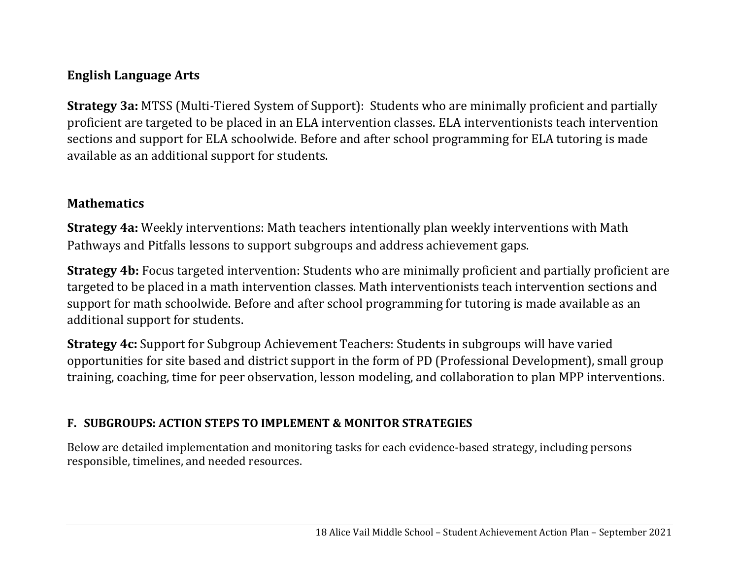## English Language Arts

**Strategy 3a:** MTSS (Multi-Tiered System of Support): Students who are minimally proficient and partially proficient are targeted to be placed in an ELA intervention classes. ELA interventionists teach intervention sections and support for ELA schoolwide. Before and after school programming for ELA tutoring is made available as an additional support for students.

## Mathematics

**Strategy 4a:** Weekly interventions: Math teachers intentionally plan weekly interventions with Math Pathways and Pitfalls lessons to support subgroups and address achievement gaps.

**Strategy 4b:** Focus targeted intervention: Students who are minimally proficient and partially proficient are targeted to be placed in a math intervention classes. Math interventionists teach intervention sections and support for math schoolwide. Before and after school programming for tutoring is made available as an additional support for students.

**Strategy 4c:** Support for Subgroup Achievement Teachers: Students in subgroups will have varied opportunities for site based and district support in the form of PD (Professional Development), small group training, coaching, time for peer observation, lesson modeling, and collaboration to plan MPP interventions.

### F. SUBGROUPS: ACTION STEPS TO IMPLEMENT & MONITOR STRATEGIES

Below are detailed implementation and monitoring tasks for each evidence-based strategy, including persons responsible, timelines, and needed resources.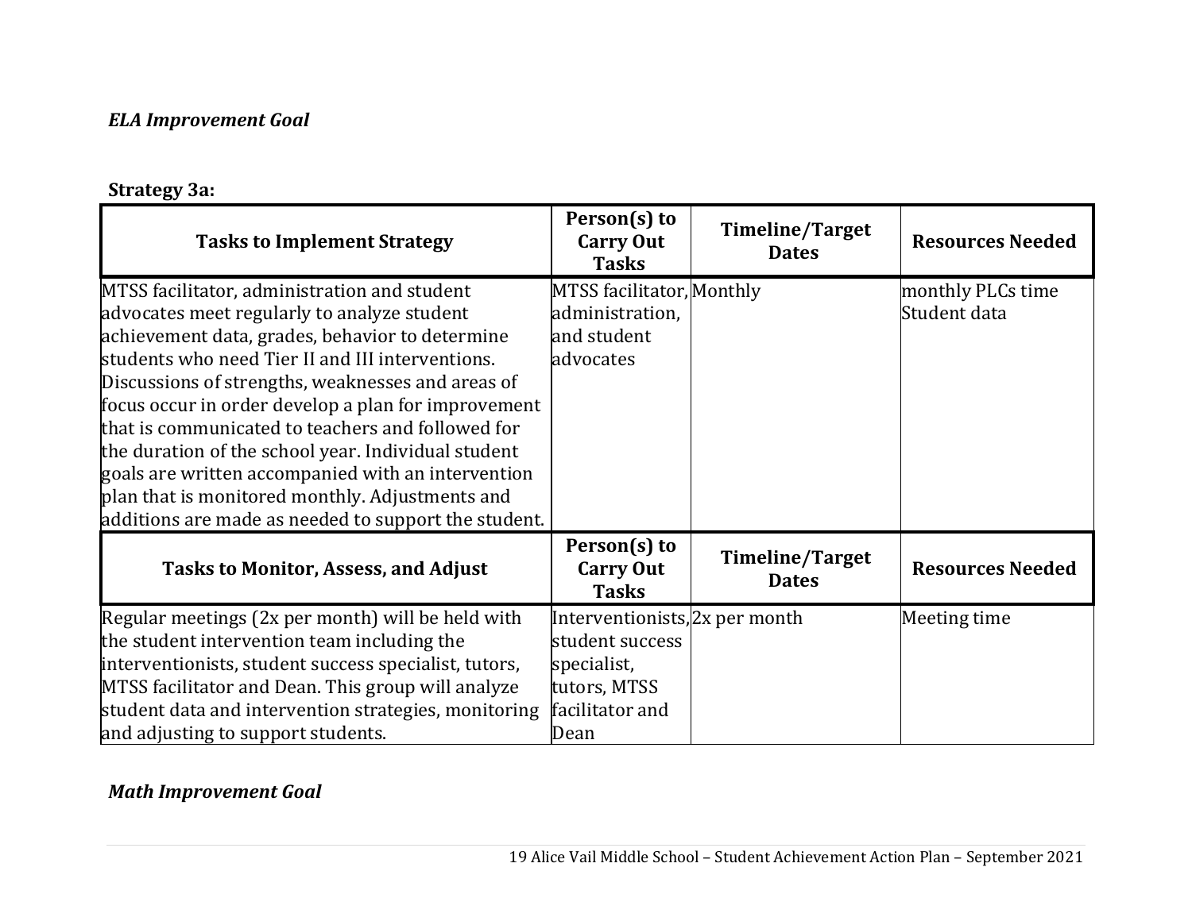***ELA Improvement Goal***

**Strategy 3a:**

| Tasks to Implement Strategy | Person(s) to Carry Out Tasks | Timeline/Target Dates | Resources Needed |
|---|---|---|---|
| MTSS facilitator, administration and student advocates meet regularly to analyze student achievement data, grades, behavior to determine students who need Tier II and III interventions. Discussions of strengths, weaknesses and areas of focus occur in order develop a plan for improvement that is communicated to teachers and followed for the duration of the school year. Individual student goals are written accompanied with an intervention plan that is monitored monthly. Adjustments and additions are made as needed to support the student. | MTSS facilitator, administration, and student advocates | Monthly | monthly PLCs time Student data |
| **Tasks to Monitor, Assess, and Adjust** | **Person(s) to Carry Out Tasks** | **Timeline/Target Dates** | **Resources Needed** |
| Regular meetings (2x per month) will be held with the student intervention team including the interventionists, student success specialist, tutors, MTSS facilitator and Dean. This group will analyze student data and intervention strategies, monitoring and adjusting to support students. | Interventionists, student success specialist, tutors, MTSS facilitator and Dean | 2x per month | Meeting time |

***Math Improvement Goal***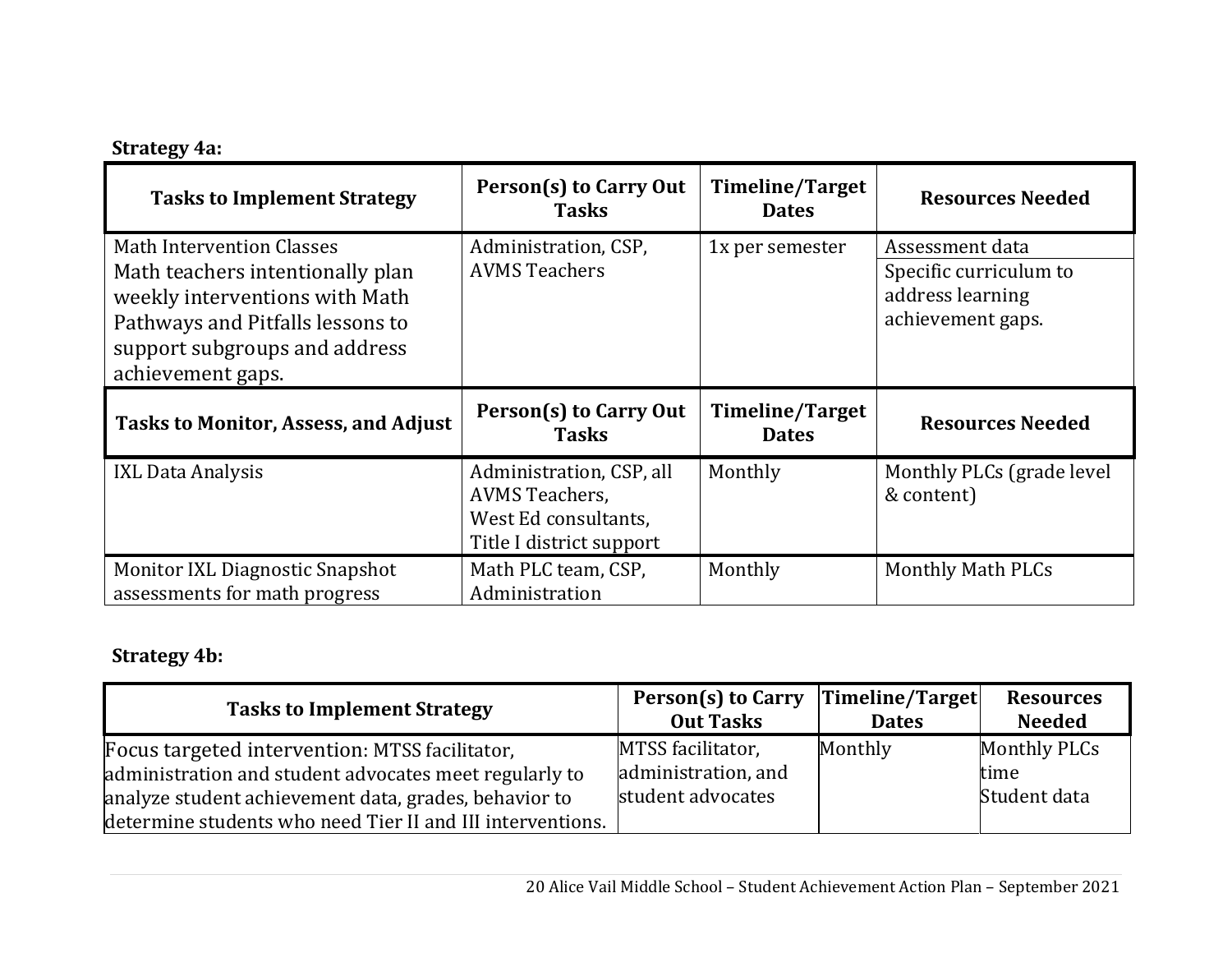**Strategy 4a:**

| Tasks to Implement Strategy | Person(s) to Carry Out Tasks | Timeline/Target Dates | Resources Needed |
|---|---|---|---|
| Math Intervention Classes<br>Math teachers intentionally plan weekly interventions with Math Pathways and Pitfalls lessons to support subgroups and address achievement gaps. | Administration, CSP, AVMS Teachers | 1x per semester | Assessment data<br>Specific curriculum to address learning achievement gaps. |
| **Tasks to Monitor, Assess, and Adjust** | **Person(s) to Carry Out Tasks** | **Timeline/Target Dates** | **Resources Needed** |
| IXL Data Analysis | Administration, CSP, all AVMS Teachers, West Ed consultants, Title I district support | Monthly | Monthly PLCs (grade level & content) |
| Monitor IXL Diagnostic Snapshot assessments for math progress | Math PLC team, CSP, Administration | Monthly | Monthly Math PLCs |

**Strategy 4b:**

| Tasks to Implement Strategy | Person(s) to Carry Out Tasks | Timeline/Target Dates | Resources Needed |
|---|---|---|---|
| Focus targeted intervention: MTSS facilitator, administration and student advocates meet regularly to analyze student achievement data, grades, behavior to determine students who need Tier II and III interventions. | MTSS facilitator, administration, and student advocates | Monthly | Monthly PLCs time<br>Student data |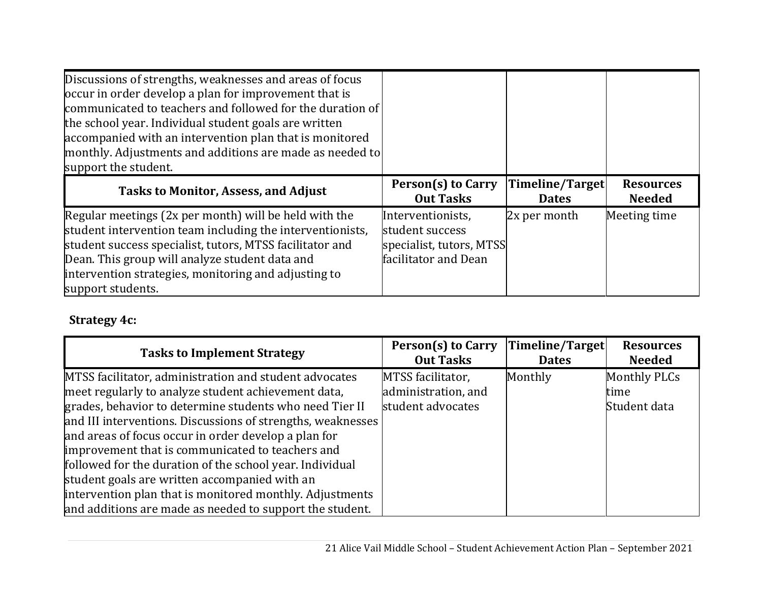| | | | |
|---|---|---|---|
| Discussions of strengths, weaknesses and areas of focus occur in order develop a plan for improvement that is communicated to teachers and followed for the duration of the school year. Individual student goals are written accompanied with an intervention plan that is monitored monthly. Adjustments and additions are made as needed to support the student. | | | |

| Tasks to Monitor, Assess, and Adjust | Person(s) to Carry Out Tasks | Timeline/Target Dates | Resources Needed |
|---|---|---|---|
| Regular meetings (2x per month) will be held with the student intervention team including the interventionists, student success specialist, tutors, MTSS facilitator and Dean. This group will analyze student data and intervention strategies, monitoring and adjusting to support students. | Interventionists, student success specialist, tutors, MTSS facilitator and Dean | 2x per month | Meeting time |

**Strategy 4c:**

| Tasks to Implement Strategy | Person(s) to Carry Out Tasks | Timeline/Target Dates | Resources Needed |
|---|---|---|---|
| MTSS facilitator, administration and student advocates meet regularly to analyze student achievement data, grades, behavior to determine students who need Tier II and III interventions. Discussions of strengths, weaknesses and areas of focus occur in order develop a plan for improvement that is communicated to teachers and followed for the duration of the school year. Individual student goals are written accompanied with an intervention plan that is monitored monthly. Adjustments and additions are made as needed to support the student. | MTSS facilitator, administration, and student advocates | Monthly | Monthly PLCs time<br>Student data |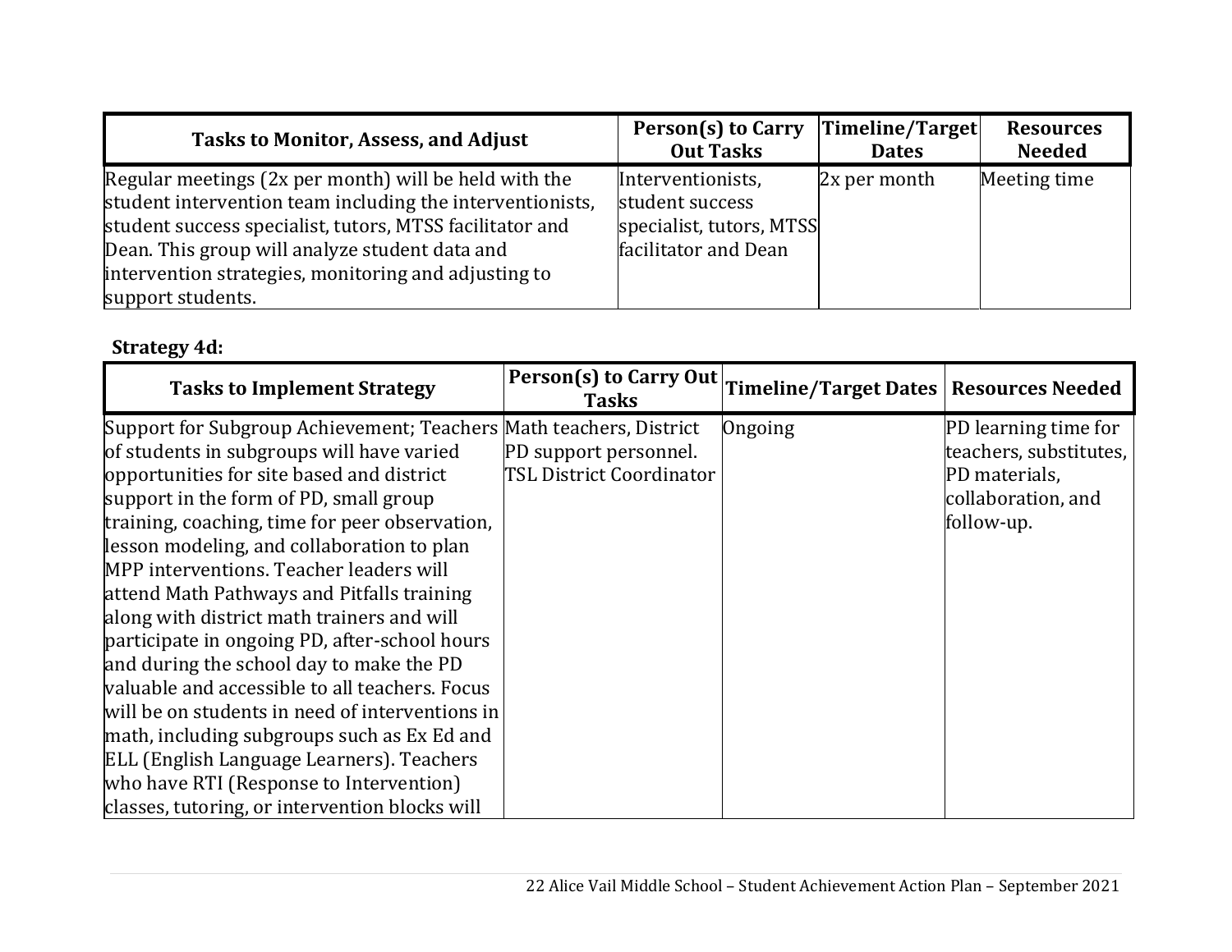| Tasks to Monitor, Assess, and Adjust | Person(s) to Carry Out Tasks | Timeline/Target Dates | Resources Needed |
|---|---|---|---|
| Regular meetings (2x per month) will be held with the student intervention team including the interventionists, student success specialist, tutors, MTSS facilitator and Dean. This group will analyze student data and intervention strategies, monitoring and adjusting to support students. | Interventionists, student success specialist, tutors, MTSS facilitator and Dean | 2x per month | Meeting time |

**Strategy 4d:**

| Tasks to Implement Strategy | Person(s) to Carry Out Tasks | Timeline/Target Dates | Resources Needed |
|---|---|---|---|
| Support for Subgroup Achievement; Teachers of students in subgroups will have varied opportunities for site based and district support in the form of PD, small group training, coaching, time for peer observation, lesson modeling, and collaboration to plan MPP interventions. Teacher leaders will attend Math Pathways and Pitfalls training along with district math trainers and will participate in ongoing PD, after-school hours and during the school day to make the PD valuable and accessible to all teachers. Focus will be on students in need of interventions in math, including subgroups such as Ex Ed and ELL (English Language Learners). Teachers who have RTI (Response to Intervention) classes, tutoring, or intervention blocks will | Math teachers, District PD support personnel. TSL District Coordinator | Ongoing | PD learning time for teachers, substitutes, PD materials, collaboration, and follow-up. |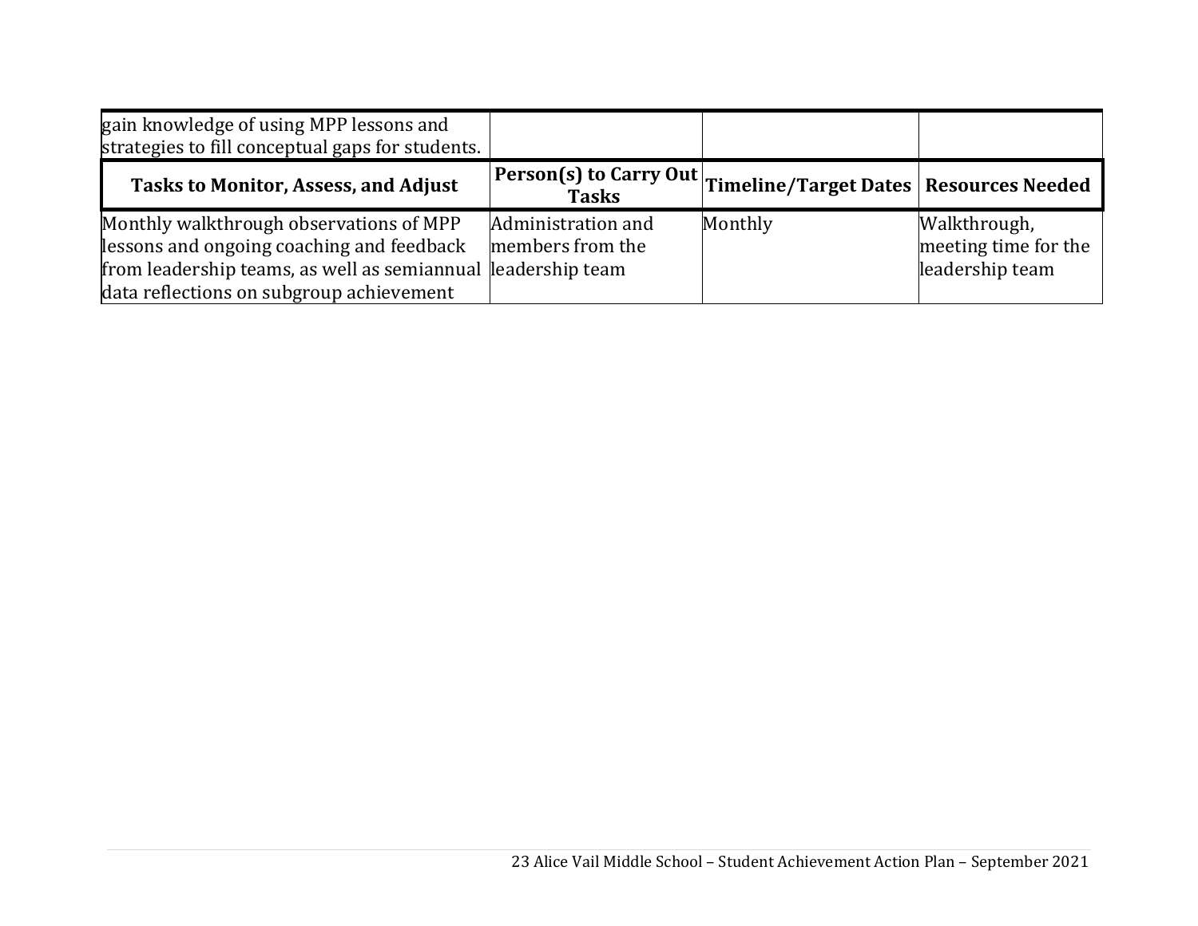| gain knowledge of using MPP lessons and strategies to fill conceptual gaps for students. | | | |
|---|---|---|---|
| **Tasks to Monitor, Assess, and Adjust** | **Person(s) to Carry Out Tasks** | **Timeline/Target Dates** | **Resources Needed** |
| Monthly walkthrough observations of MPP lessons and ongoing coaching and feedback from leadership teams, as well as semiannual data reflections on subgroup achievement | Administration and members from the leadership team | Monthly | Walkthrough, meeting time for the leadership team |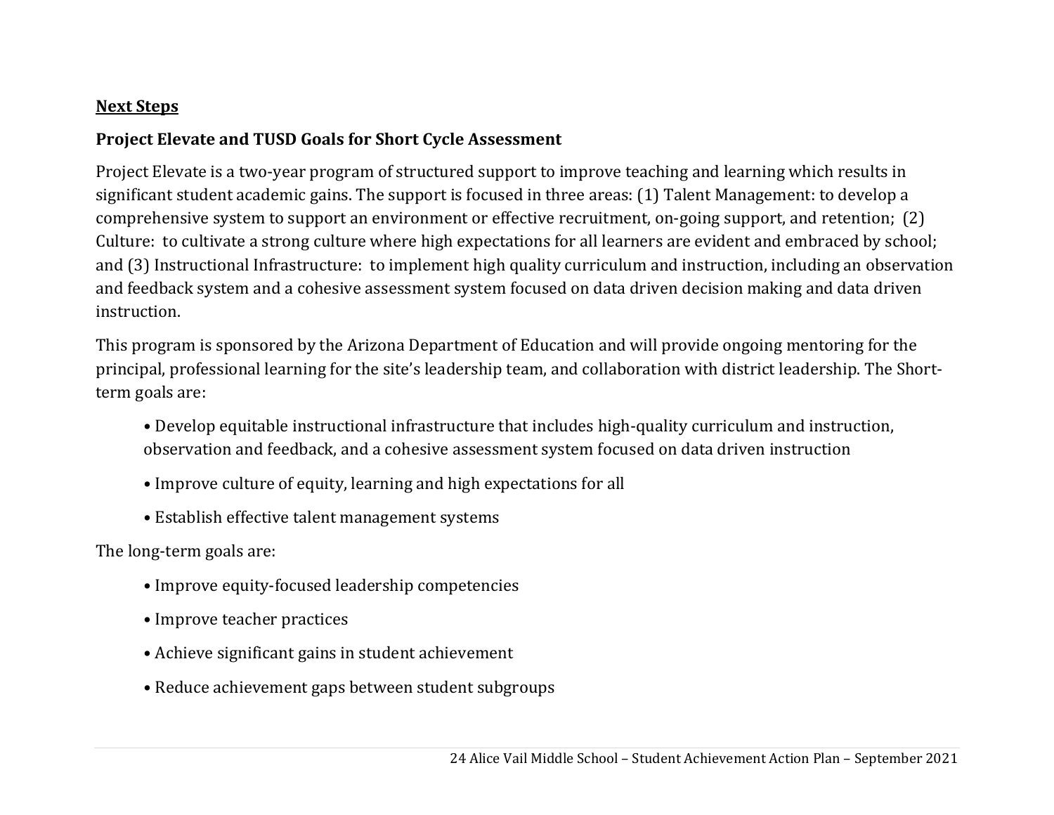**Next Steps**

**Project Elevate and TUSD Goals for Short Cycle Assessment**

Project Elevate is a two-year program of structured support to improve teaching and learning which results in significant student academic gains. The support is focused in three areas: (1) Talent Management: to develop a comprehensive system to support an environment or effective recruitment, on-going support, and retention; (2) Culture: to cultivate a strong culture where high expectations for all learners are evident and embraced by school; and (3) Instructional Infrastructure: to implement high quality curriculum and instruction, including an observation and feedback system and a cohesive assessment system focused on data driven decision making and data driven instruction.

This program is sponsored by the Arizona Department of Education and will provide ongoing mentoring for the principal, professional learning for the site's leadership team, and collaboration with district leadership. The Short-term goals are:

- Develop equitable instructional infrastructure that includes high-quality curriculum and instruction, observation and feedback, and a cohesive assessment system focused on data driven instruction
- Improve culture of equity, learning and high expectations for all
- Establish effective talent management systems

The long-term goals are:

- Improve equity-focused leadership competencies
- Improve teacher practices
- Achieve significant gains in student achievement
- Reduce achievement gaps between student subgroups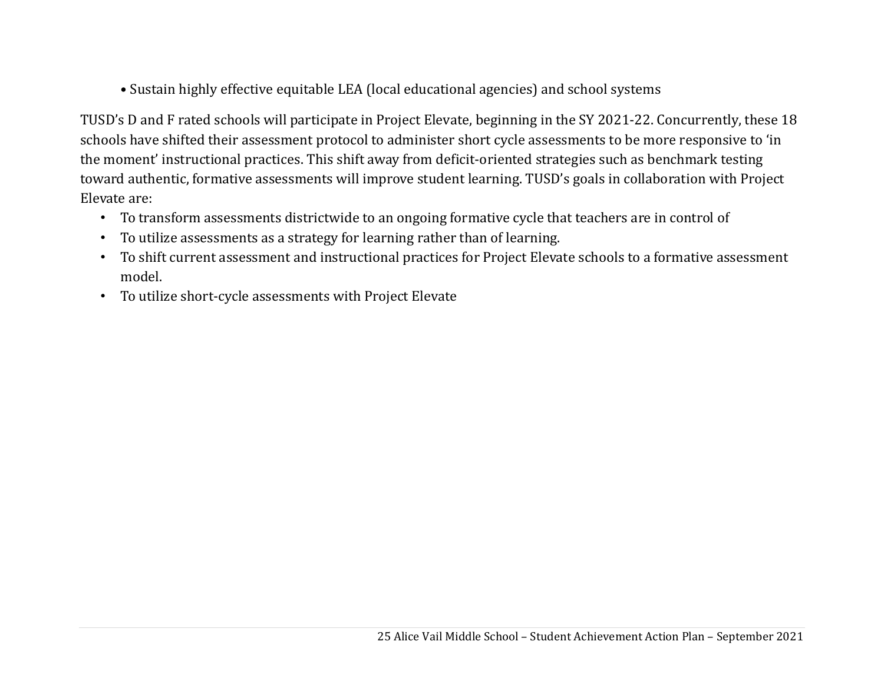- Sustain highly effective equitable LEA (local educational agencies) and school systems

TUSD's D and F rated schools will participate in Project Elevate, beginning in the SY 2021-22. Concurrently, these 18 schools have shifted their assessment protocol to administer short cycle assessments to be more responsive to 'in the moment' instructional practices. This shift away from deficit-oriented strategies such as benchmark testing toward authentic, formative assessments will improve student learning. TUSD's goals in collaboration with Project Elevate are:

- To transform assessments districtwide to an ongoing formative cycle that teachers are in control of
- To utilize assessments as a strategy for learning rather than of learning.
- To shift current assessment and instructional practices for Project Elevate schools to a formative assessment model.
- To utilize short-cycle assessments with Project Elevate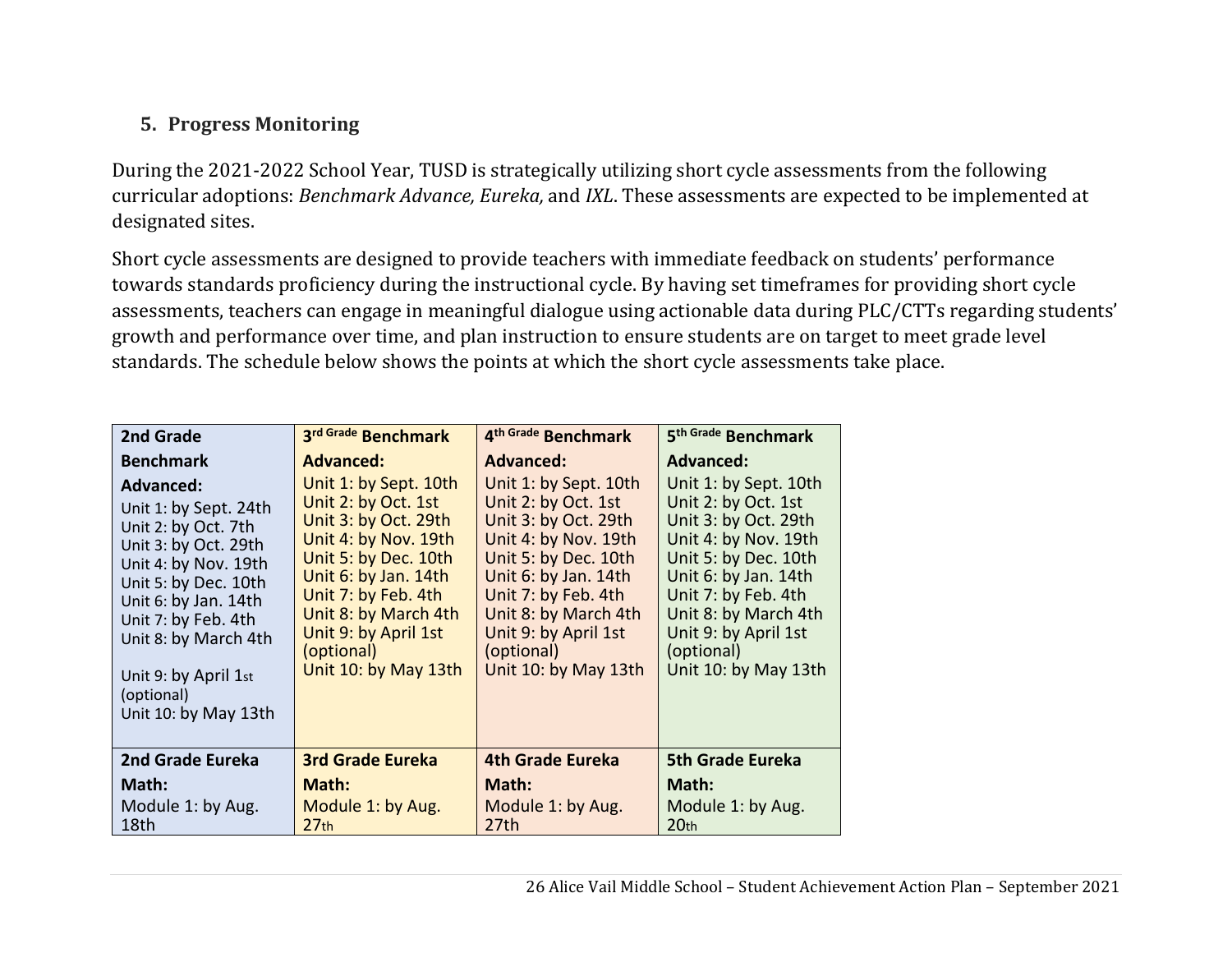### 5. Progress Monitoring

During the 2021-2022 School Year, TUSD is strategically utilizing short cycle assessments from the following curricular adoptions: *Benchmark Advance, Eureka,* and *IXL*. These assessments are expected to be implemented at designated sites.

Short cycle assessments are designed to provide teachers with immediate feedback on students' performance towards standards proficiency during the instructional cycle. By having set timeframes for providing short cycle assessments, teachers can engage in meaningful dialogue using actionable data during PLC/CTTs regarding students' growth and performance over time, and plan instruction to ensure students are on target to meet grade level standards. The schedule below shows the points at which the short cycle assessments take place.

| **2nd Grade Benchmark Advanced:** | **3rd Grade Benchmark Advanced:** | **4th Grade Benchmark Advanced:** | **5th Grade Benchmark Advanced:** |
|---|---|---|---|
| Unit 1: by Sept. 24th<br>Unit 2: by Oct. 7th<br>Unit 3: by Oct. 29th<br>Unit 4: by Nov. 19th<br>Unit 5: by Dec. 10th<br>Unit 6: by Jan. 14th<br>Unit 7: by Feb. 4th<br>Unit 8: by March 4th<br>Unit 9: by April 1st (optional)<br>Unit 10: by May 13th | Unit 1: by Sept. 10th<br>Unit 2: by Oct. 1st<br>Unit 3: by Oct. 29th<br>Unit 4: by Nov. 19th<br>Unit 5: by Dec. 10th<br>Unit 6: by Jan. 14th<br>Unit 7: by Feb. 4th<br>Unit 8: by March 4th<br>Unit 9: by April 1st (optional)<br>Unit 10: by May 13th | Unit 1: by Sept. 10th<br>Unit 2: by Oct. 1st<br>Unit 3: by Oct. 29th<br>Unit 4: by Nov. 19th<br>Unit 5: by Dec. 10th<br>Unit 6: by Jan. 14th<br>Unit 7: by Feb. 4th<br>Unit 8: by March 4th<br>Unit 9: by April 1st (optional)<br>Unit 10: by May 13th | Unit 1: by Sept. 10th<br>Unit 2: by Oct. 1st<br>Unit 3: by Oct. 29th<br>Unit 4: by Nov. 19th<br>Unit 5: by Dec. 10th<br>Unit 6: by Jan. 14th<br>Unit 7: by Feb. 4th<br>Unit 8: by March 4th<br>Unit 9: by April 1st (optional)<br>Unit 10: by May 13th |
| **2nd Grade Eureka Math:**<br>Module 1: by Aug. 18th | **3rd Grade Eureka Math:**<br>Module 1: by Aug. 27th | **4th Grade Eureka Math:**<br>Module 1: by Aug. 27th | **5th Grade Eureka Math:**<br>Module 1: by Aug. 20th |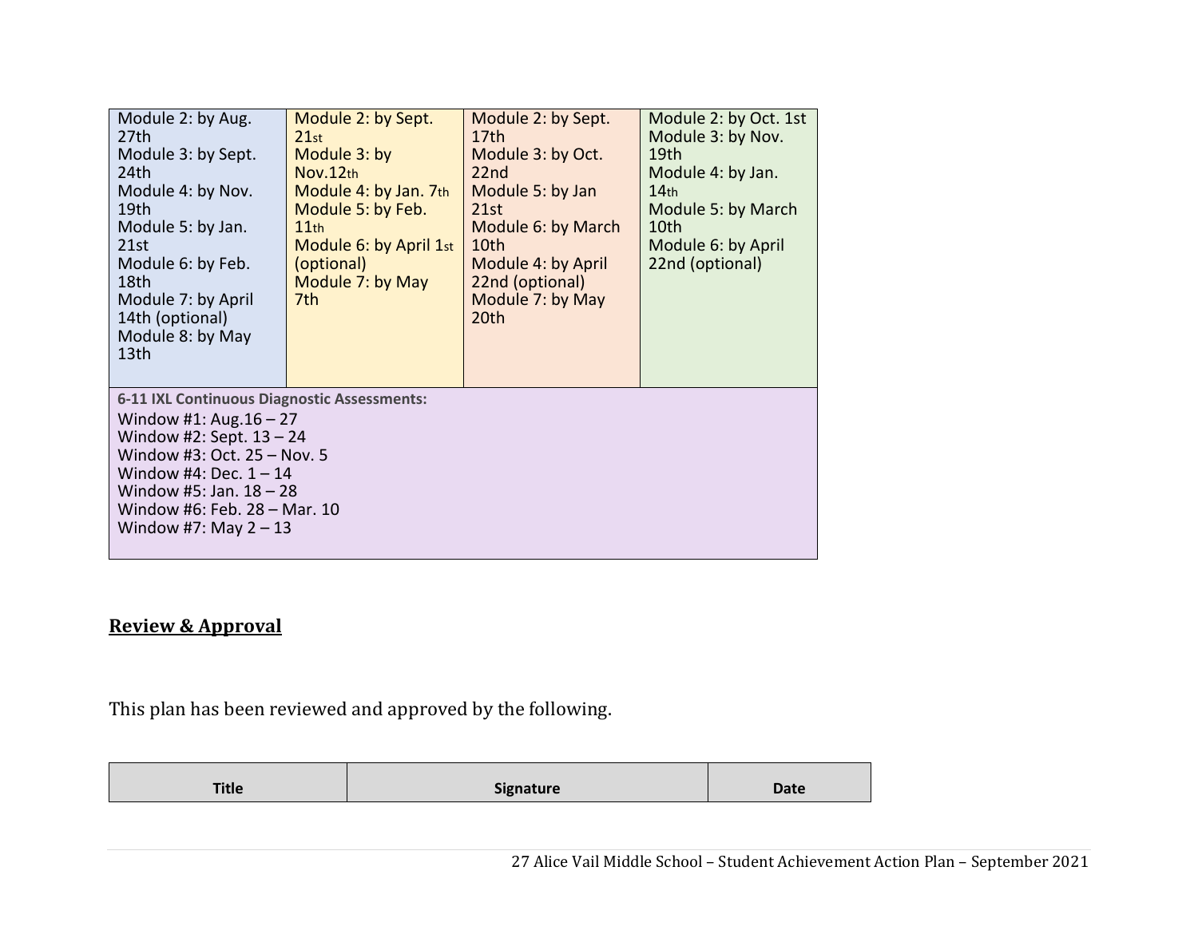| | | | |
|---|---|---|---|
| Module 2: by Aug. 27th<br>Module 3: by Sept. 24th<br>Module 4: by Nov. 19th<br>Module 5: by Jan. 21st<br>Module 6: by Feb. 18th<br>Module 7: by April 14th (optional)<br>Module 8: by May 13th | Module 2: by Sept. 21st<br>Module 3: by Nov.12th<br>Module 4: by Jan. 7th<br>Module 5: by Feb. 11th<br>Module 6: by April 1st (optional)<br>Module 7: by May 7th | Module 2: by Sept. 17th<br>Module 3: by Oct. 22nd<br>Module 5: by Jan 21st<br>Module 6: by March 10th<br>Module 4: by April 22nd (optional)<br>Module 7: by May 20th | Module 2: by Oct. 1st<br>Module 3: by Nov. 19th<br>Module 4: by Jan. 14th<br>Module 5: by March 10th<br>Module 6: by April 22nd (optional) |
| **6-11 IXL Continuous Diagnostic Assessments:**<br>Window #1: Aug.16 – 27<br>Window #2: Sept. 13 – 24<br>Window #3: Oct. 25 – Nov. 5<br>Window #4: Dec. 1 – 14<br>Window #5: Jan. 18 – 28<br>Window #6: Feb. 28 – Mar. 10<br>Window #7: May 2 – 13 | | | |

## Review & Approval

This plan has been reviewed and approved by the following.

| Title | Signature | Date |
|---|---|---|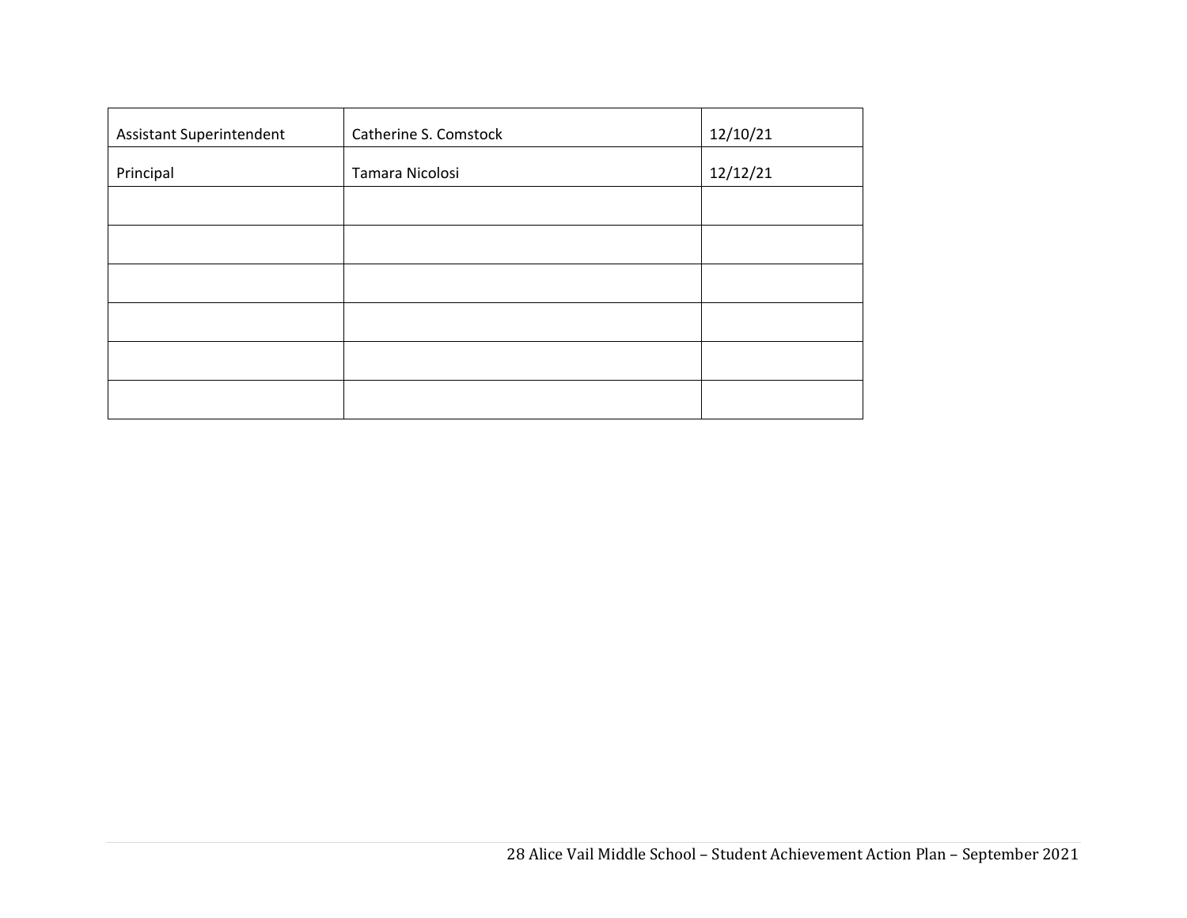| | | |
|---|---|---|
| Assistant Superintendent | Catherine S. Comstock | 12/10/21 |
| Principal | Tamara Nicolosi | 12/12/21 |
| | | |
| | | |
| | | |
| | | |
| | | |
| | | |